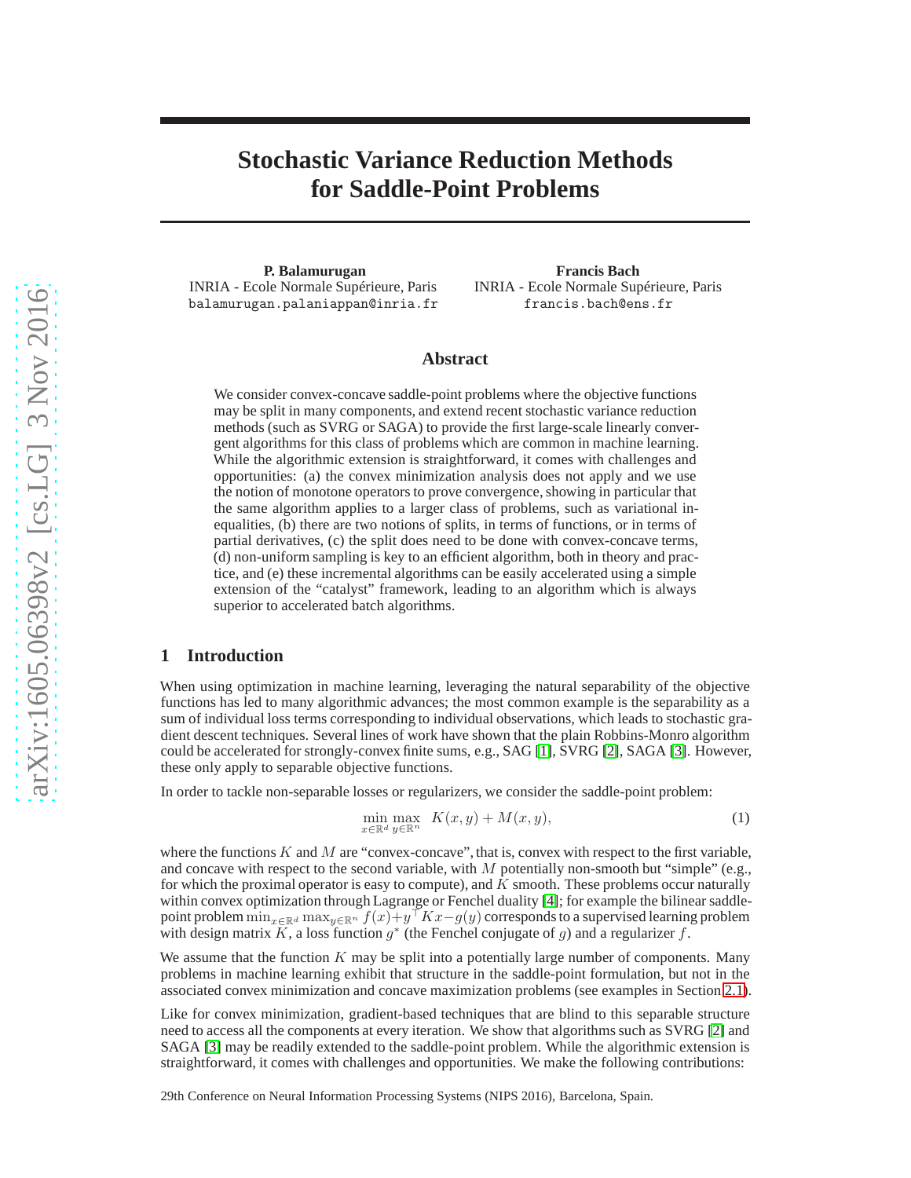# Stochastic Variance Reduction Methods for Saddle-Point Problems

**P. Balamurugan**
INRIA - Ecole Normale Supérieure, Paris
balamurugan.palaniappan@inria.fr

**Francis Bach**
INRIA - Ecole Normale Supérieure, Paris
francis.bach@ens.fr

## Abstract

We consider convex-concave saddle-point problems where the objective functions may be split in many components, and extend recent stochastic variance reduction methods (such as SVRG or SAGA) to provide the first large-scale linearly convergent algorithms for this class of problems which are common in machine learning. While the algorithmic extension is straightforward, it comes with challenges and opportunities: (a) the convex minimization analysis does not apply and we use the notion of monotone operators to prove convergence, showing in particular that the same algorithm applies to a larger class of problems, such as variational inequalities, (b) there are two notions of splits, in terms of functions, or in terms of partial derivatives, (c) the split does need to be done with convex-concave terms, (d) non-uniform sampling is key to an efficient algorithm, both in theory and practice, and (e) these incremental algorithms can be easily accelerated using a simple extension of the "catalyst" framework, leading to an algorithm which is always superior to accelerated batch algorithms.

## 1 Introduction

When using optimization in machine learning, leveraging the natural separability of the objective functions has led to many algorithmic advances; the most common example is the separability as a sum of individual loss terms corresponding to individual observations, which leads to stochastic gradient descent techniques. Several lines of work have shown that the plain Robbins-Monro algorithm could be accelerated for strongly-convex finite sums, e.g., SAG [1], SVRG [2], SAGA [3]. However, these only apply to separable objective functions.

In order to tackle non-separable losses or regularizers, we consider the saddle-point problem:

$$\min_{x \in \mathbb{R}^d} \max_{y \in \mathbb{R}^n} \;\; K(x,y) + M(x,y), \tag{1}$$

where the functions $K$ and $M$ are "convex-concave", that is, convex with respect to the first variable, and concave with respect to the second variable, with $M$ potentially non-smooth but "simple" (e.g., for which the proximal operator is easy to compute), and $K$ smooth. These problems occur naturally within convex optimization through Lagrange or Fenchel duality [4]; for example the bilinear saddle-point problem $\min_{x \in \mathbb{R}^d} \max_{y \in \mathbb{R}^n} f(x) + y^\top Kx - g(y)$ corresponds to a supervised learning problem with design matrix $K$, a loss function $g^*$ (the Fenchel conjugate of $g$) and a regularizer $f$.

We assume that the function $K$ may be split into a potentially large number of components. Many problems in machine learning exhibit that structure in the saddle-point formulation, but not in the associated convex minimization and concave maximization problems (see examples in Section 2.1).

Like for convex minimization, gradient-based techniques that are blind to this separable structure need to access all the components at every iteration. We show that algorithms such as SVRG [2] and SAGA [3] may be readily extended to the saddle-point problem. While the algorithmic extension is straightforward, it comes with challenges and opportunities. We make the following contributions:

29th Conference on Neural Information Processing Systems (NIPS 2016), Barcelona, Spain.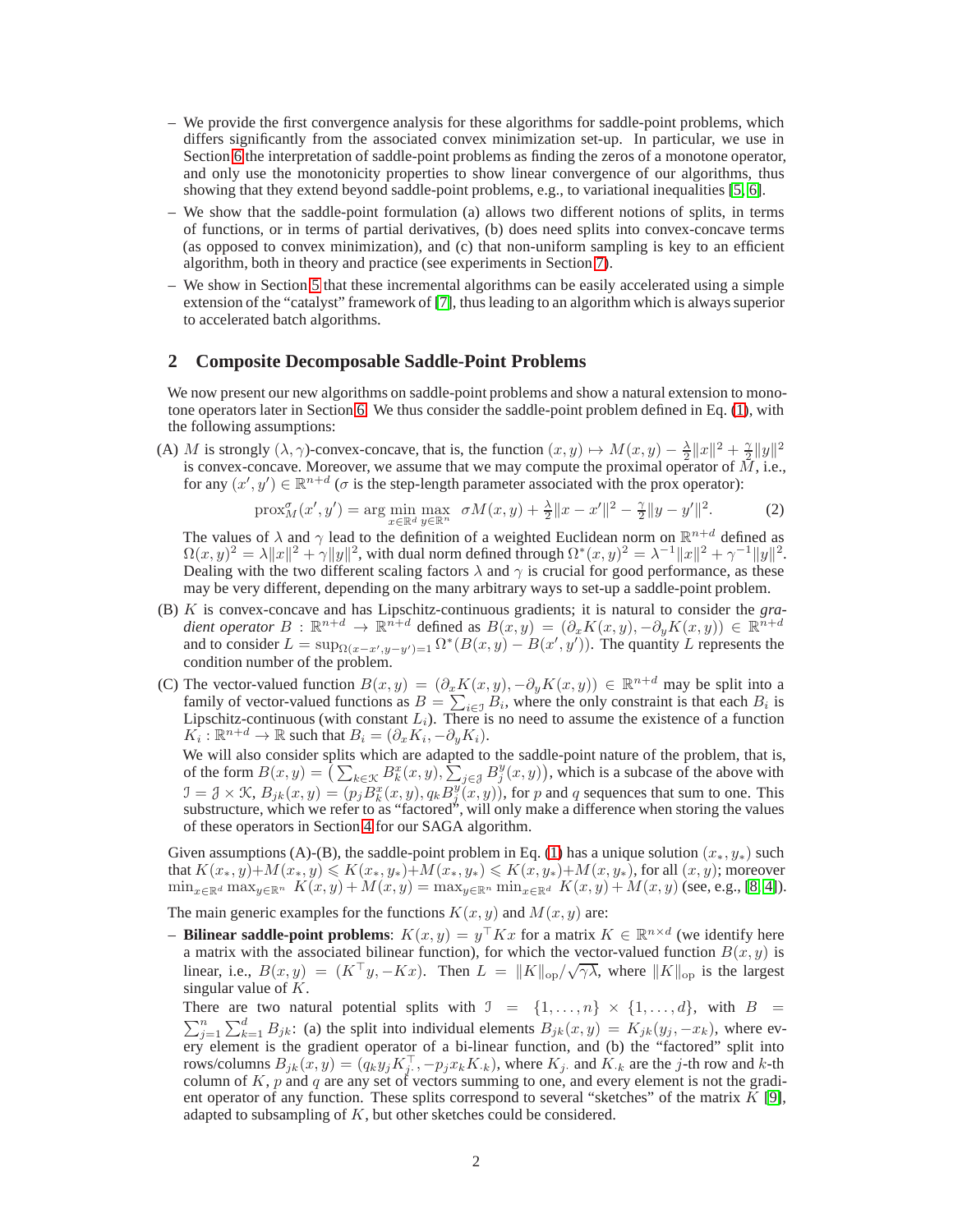– We provide the first convergence analysis for these algorithms for saddle-point problems, which differs significantly from the associated convex minimization set-up. In particular, we use in Section 6 the interpretation of saddle-point problems as finding the zeros of a monotone operator, and only use the monotonicity properties to show linear convergence of our algorithms, thus showing that they extend beyond saddle-point problems, e.g., to variational inequalities [5, 6].

– We show that the saddle-point formulation (a) allows two different notions of splits, in terms of functions, or in terms of partial derivatives, (b) does need splits into convex-concave terms (as opposed to convex minimization), and (c) that non-uniform sampling is key to an efficient algorithm, both in theory and practice (see experiments in Section 7).

– We show in Section 5 that these incremental algorithms can be easily accelerated using a simple extension of the "catalyst" framework of [7], thus leading to an algorithm which is always superior to accelerated batch algorithms.

## 2 Composite Decomposable Saddle-Point Problems

We now present our new algorithms on saddle-point problems and show a natural extension to monotone operators later in Section 6. We thus consider the saddle-point problem defined in Eq. (1), with the following assumptions:

(A) $M$ is strongly $(\lambda, \gamma)$-convex-concave, that is, the function $(x, y) \mapsto M(x, y) - \frac{\lambda}{2}\|x\|^2 + \frac{\gamma}{2}\|y\|^2$ is convex-concave. Moreover, we assume that we may compute the proximal operator of $M$, i.e., for any $(x', y') \in \mathbb{R}^{n+d}$ ($\sigma$ is the step-length parameter associated with the prox operator):

$$\text{prox}_M^\sigma(x', y') = \arg\min_{x \in \mathbb{R}^d} \max_{y \in \mathbb{R}^n} \ \sigma M(x, y) + \tfrac{\lambda}{2}\|x - x'\|^2 - \tfrac{\gamma}{2}\|y - y'\|^2. \tag{2}$$

The values of $\lambda$ and $\gamma$ lead to the definition of a weighted Euclidean norm on $\mathbb{R}^{n+d}$ defined as $\Omega(x, y)^2 = \lambda\|x\|^2 + \gamma\|y\|^2$, with dual norm defined through $\Omega^*(x, y)^2 = \lambda^{-1}\|x\|^2 + \gamma^{-1}\|y\|^2$. Dealing with the two different scaling factors $\lambda$ and $\gamma$ is crucial for good performance, as these may be very different, depending on the many arbitrary ways to set-up a saddle-point problem.

(B) $K$ is convex-concave and has Lipschitz-continuous gradients; it is natural to consider the *gradient operator* $B : \mathbb{R}^{n+d} \to \mathbb{R}^{n+d}$ defined as $B(x, y) = (\partial_x K(x, y), -\partial_y K(x, y)) \in \mathbb{R}^{n+d}$ and to consider $L = \sup_{\Omega(x-x', y-y')=1} \Omega^*(B(x, y) - B(x', y'))$. The quantity $L$ represents the condition number of the problem.

(C) The vector-valued function $B(x, y) = (\partial_x K(x, y), -\partial_y K(x, y)) \in \mathbb{R}^{n+d}$ may be split into a family of vector-valued functions as $B = \sum_{i \in \mathcal{I}} B_i$, where the only constraint is that each $B_i$ is Lipschitz-continuous (with constant $L_i$). There is no need to assume the existence of a function $K_i : \mathbb{R}^{n+d} \to \mathbb{R}$ such that $B_i = (\partial_x K_i, -\partial_y K_i)$.

We will also consider splits which are adapted to the saddle-point nature of the problem, that is, of the form $B(x, y) = \big(\sum_{k \in \mathcal{K}} B_k^x(x, y), \sum_{j \in \mathcal{J}} B_j^y(x, y)\big)$, which is a subcase of the above with $\mathcal{I} = \mathcal{J} \times \mathcal{K}$, $B_{jk}(x, y) = (p_j B_k^x(x, y), q_k B_j^y(x, y))$, for $p$ and $q$ sequences that sum to one. This substructure, which we refer to as "factored", will only make a difference when storing the values of these operators in Section 4 for our SAGA algorithm.

Given assumptions (A)-(B), the saddle-point problem in Eq. (1) has a unique solution $(x_*, y_*)$ such that $K(x_*, y) + M(x_*, y) \leqslant K(x_*, y_*) + M(x_*, y_*) \leqslant K(x, y_*) + M(x, y_*)$, for all $(x, y)$; moreover $\min_{x \in \mathbb{R}^d} \max_{y \in \mathbb{R}^n} K(x, y) + M(x, y) = \max_{y \in \mathbb{R}^n} \min_{x \in \mathbb{R}^d} K(x, y) + M(x, y)$ (see, e.g., [8, 4]).

The main generic examples for the functions $K(x, y)$ and $M(x, y)$ are:

– **Bilinear saddle-point problems**: $K(x, y) = y^\top K x$ for a matrix $K \in \mathbb{R}^{n \times d}$ (we identify here a matrix with the associated bilinear function), for which the vector-valued function $B(x, y)$ is linear, i.e., $B(x, y) = (K^\top y, -Kx)$. Then $L = \|K\|_{\text{op}}/\sqrt{\gamma\lambda}$, where $\|K\|_{\text{op}}$ is the largest singular value of $K$.

There are two natural potential splits with $\mathcal{I} = \{1, \ldots, n\} \times \{1, \ldots, d\}$, with $B = \sum_{j=1}^n \sum_{k=1}^d B_{jk}$: (a) the split into individual elements $B_{jk}(x, y) = K_{jk}(y_j, -x_k)$, where every element is the gradient operator of a bi-linear function, and (b) the "factored" split into rows/columns $B_{jk}(x, y) = (q_k y_j K_{j\cdot}^\top, -p_j x_k K_{\cdot k})$, where $K_{j\cdot}$ and $K_{\cdot k}$ are the $j$-th row and $k$-th column of $K$, $p$ and $q$ are any set of vectors summing to one, and every element is not the gradient operator of any function. These splits correspond to several "sketches" of the matrix $K$ [9], adapted to subsampling of $K$, but other sketches could be considered.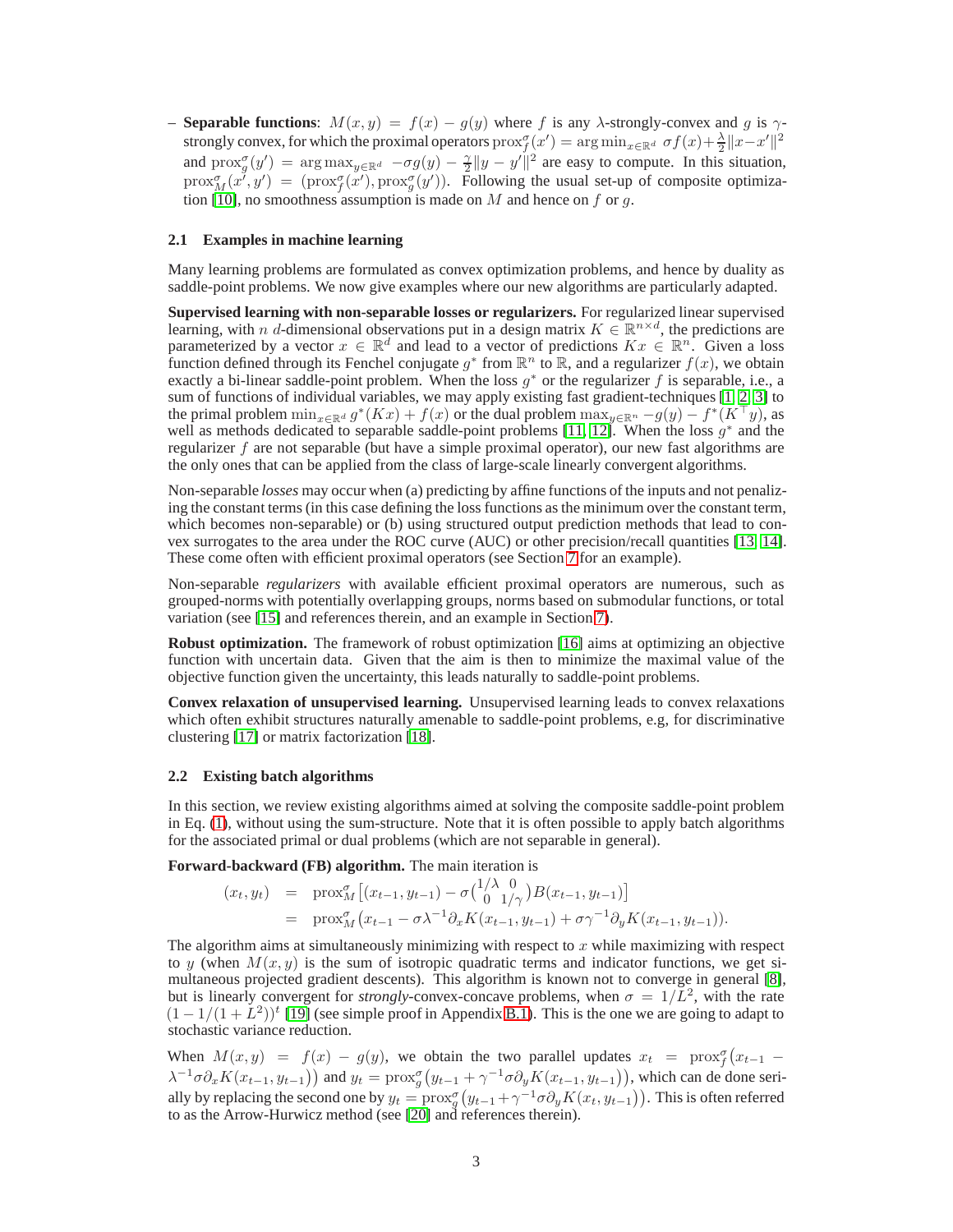– **Separable functions**: $M(x, y) = f(x) - g(y)$ where $f$ is any $\lambda$-strongly-convex and $g$ is $\gamma$-strongly convex, for which the proximal operators $\text{prox}_f^\sigma(x') = \arg\min_{x \in \mathbb{R}^d} \sigma f(x) + \frac{\lambda}{2}\|x - x'\|^2$ and $\text{prox}_g^\sigma(y') = \arg\max_{y \in \mathbb{R}^d} -\sigma g(y) - \frac{\gamma}{2}\|y - y'\|^2$ are easy to compute. In this situation, $\text{prox}_M^\sigma(x', y') = (\text{prox}_f^\sigma(x'), \text{prox}_g^\sigma(y'))$. Following the usual set-up of composite optimization [10], no smoothness assumption is made on $M$ and hence on $f$ or $g$.

### 2.1 Examples in machine learning

Many learning problems are formulated as convex optimization problems, and hence by duality as saddle-point problems. We now give examples where our new algorithms are particularly adapted.

**Supervised learning with non-separable losses or regularizers.** For regularized linear supervised learning, with $n$ $d$-dimensional observations put in a design matrix $K \in \mathbb{R}^{n \times d}$, the predictions are parameterized by a vector $x \in \mathbb{R}^d$ and lead to a vector of predictions $Kx \in \mathbb{R}^n$. Given a loss function defined through its Fenchel conjugate $g^*$ from $\mathbb{R}^n$ to $\mathbb{R}$, and a regularizer $f(x)$, we obtain exactly a bi-linear saddle-point problem. When the loss $g^*$ or the regularizer $f$ is separable, i.e., a sum of functions of individual variables, we may apply existing fast gradient-techniques [1, 2, 3] to the primal problem $\min_{x \in \mathbb{R}^d} g^*(Kx) + f(x)$ or the dual problem $\max_{y \in \mathbb{R}^n} -g(y) - f^*(K^\top y)$, as well as methods dedicated to separable saddle-point problems [11, 12]. When the loss $g^*$ and the regularizer $f$ are not separable (but have a simple proximal operator), our new fast algorithms are the only ones that can be applied from the class of large-scale linearly convergent algorithms.

Non-separable *losses* may occur when (a) predicting by affine functions of the inputs and not penalizing the constant terms (in this case defining the loss functions as the minimum over the constant term, which becomes non-separable) or (b) using structured output prediction methods that lead to convex surrogates to the area under the ROC curve (AUC) or other precision/recall quantities [13, 14]. These come often with efficient proximal operators (see Section 7 for an example).

Non-separable *regularizers* with available efficient proximal operators are numerous, such as grouped-norms with potentially overlapping groups, norms based on submodular functions, or total variation (see [15] and references therein, and an example in Section 7).

**Robust optimization.** The framework of robust optimization [16] aims at optimizing an objective function with uncertain data. Given that the aim is then to minimize the maximal value of the objective function given the uncertainty, this leads naturally to saddle-point problems.

**Convex relaxation of unsupervised learning.** Unsupervised learning leads to convex relaxations which often exhibit structures naturally amenable to saddle-point problems, e.g, for discriminative clustering [17] or matrix factorization [18].

### 2.2 Existing batch algorithms

In this section, we review existing algorithms aimed at solving the composite saddle-point problem in Eq. (1), without using the sum-structure. Note that it is often possible to apply batch algorithms for the associated primal or dual problems (which are not separable in general).

**Forward-backward (FB) algorithm.** The main iteration is

$$
\begin{aligned}
(x_t, y_t) &= \text{prox}_M^\sigma\big[(x_{t-1}, y_{t-1}) - \sigma \big(\begin{smallmatrix} 1/\lambda & 0 \\ 0 & 1/\gamma \end{smallmatrix}\big) B(x_{t-1}, y_{t-1})\big] \\
&= \text{prox}_M^\sigma\big(x_{t-1} - \sigma\lambda^{-1}\partial_x K(x_{t-1}, y_{t-1}) + \sigma\gamma^{-1}\partial_y K(x_{t-1}, y_{t-1})\big).
\end{aligned}
$$

The algorithm aims at simultaneously minimizing with respect to $x$ while maximizing with respect to $y$ (when $M(x, y)$ is the sum of isotropic quadratic terms and indicator functions, we get simultaneous projected gradient descents). This algorithm is known not to converge in general [8], but is linearly convergent for *strongly*-convex-concave problems, when $\sigma = 1/L^2$, with the rate $(1 - 1/(1 + L^2))^t$ [19] (see simple proof in Appendix B.1). This is the one we are going to adapt to stochastic variance reduction.

When $M(x, y) = f(x) - g(y)$, we obtain the two parallel updates $x_t = \text{prox}_f^\sigma\big(x_{t-1} - \lambda^{-1}\sigma\partial_x K(x_{t-1}, y_{t-1})\big)$ and $y_t = \text{prox}_g^\sigma\big(y_{t-1} + \gamma^{-1}\sigma\partial_y K(x_{t-1}, y_{t-1})\big)$, which can de done serially by replacing the second one by $y_t = \text{prox}_g^\sigma\big(y_{t-1} + \gamma^{-1}\sigma\partial_y K(x_t, y_{t-1})\big)$. This is often referred to as the Arrow-Hurwicz method (see [20] and references therein).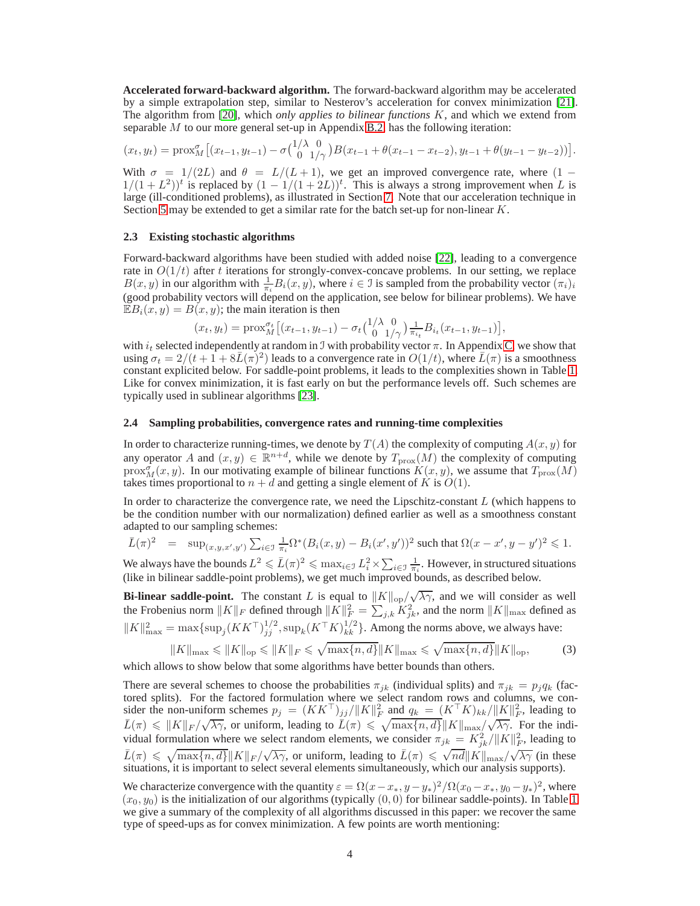**Accelerated forward-backward algorithm.** The forward-backward algorithm may be accelerated by a simple extrapolation step, similar to Nesterov's acceleration for convex minimization [21]. The algorithm from [20], which *only applies to bilinear functions* $K$, and which we extend from separable $M$ to our more general set-up in Appendix B.2, has the following iteration:

$$(x_t, y_t) = \text{prox}_M^\sigma\big[(x_{t-1}, y_{t-1}) - \sigma\big(\begin{smallmatrix} 1/\lambda & 0 \\ 0 & 1/\gamma \end{smallmatrix}\big) B(x_{t-1} + \theta(x_{t-1} - x_{t-2}), y_{t-1} + \theta(y_{t-1} - y_{t-2}))\big].$$

With $\sigma = 1/(2L)$ and $\theta = L/(L+1)$, we get an improved convergence rate, where $(1 - 1/(1+L^2))^t$ is replaced by $(1 - 1/(1+2L))^t$. This is always a strong improvement when $L$ is large (ill-conditioned problems), as illustrated in Section 7. Note that our acceleration technique in Section 5 may be extended to get a similar rate for the batch set-up for non-linear $K$.

### 2.3 Existing stochastic algorithms

Forward-backward algorithms have been studied with added noise [22], leading to a convergence rate in $O(1/t)$ after $t$ iterations for strongly-convex-concave problems. In our setting, we replace $B(x, y)$ in our algorithm with $\frac{1}{\pi_i} B_i(x, y)$, where $i \in \mathcal{I}$ is sampled from the probability vector $(\pi_i)_i$ (good probability vectors will depend on the application, see below for bilinear problems). We have $\mathbb{E} B_i(x, y) = B(x, y)$; the main iteration is then

$$(x_t, y_t) = \text{prox}_M^{\sigma_t}\big[(x_{t-1}, y_{t-1}) - \sigma_t\big(\begin{smallmatrix} 1/\lambda & 0 \\ 0 & 1/\gamma \end{smallmatrix}\big) \tfrac{1}{\pi_{i_t}} B_{i_t}(x_{t-1}, y_{t-1})\big],$$

with $i_t$ selected independently at random in $\mathcal{I}$ with probability vector $\pi$. In Appendix C, we show that using $\sigma_t = 2/(t + 1 + 8\bar{L}(\pi)^2)$ leads to a convergence rate in $O(1/t)$, where $\bar{L}(\pi)$ is a smoothness constant explicited below. For saddle-point problems, it leads to the complexities shown in Table 1. Like for convex minimization, it is fast early on but the performance levels off. Such schemes are typically used in sublinear algorithms [23].

### 2.4 Sampling probabilities, convergence rates and running-time complexities

In order to characterize running-times, we denote by $T(A)$ the complexity of computing $A(x, y)$ for any operator $A$ and $(x, y) \in \mathbb{R}^{n+d}$, while we denote by $T_{\text{prox}}(M)$ the complexity of computing $\text{prox}_M^\sigma(x, y)$. In our motivating example of bilinear functions $K(x, y)$, we assume that $T_{\text{prox}}(M)$ takes times proportional to $n + d$ and getting a single element of $K$ is $O(1)$.

In order to characterize the convergence rate, we need the Lipschitz-constant $L$ (which happens to be the condition number with our normalization) defined earlier as well as a smoothness constant adapted to our sampling schemes:

$$\bar{L}(\pi)^2 \;=\; \sup_{(x,y,x',y')} \textstyle\sum_{i \in \mathcal{I}} \frac{1}{\pi_i} \Omega^*(B_i(x, y) - B_i(x', y'))^2 \text{ such that } \Omega(x - x', y - y')^2 \leqslant 1.$$

We always have the bounds $L^2 \leqslant \bar{L}(\pi)^2 \leqslant \max_{i \in \mathcal{I}} L_i^2 \times \sum_{i \in \mathcal{I}} \frac{1}{\pi_i}$. However, in structured situations (like in bilinear saddle-point problems), we get much improved bounds, as described below.

**Bi-linear saddle-point.** The constant $L$ is equal to $\|K\|_{\text{op}}/\sqrt{\lambda\gamma}$, and we will consider as well the Frobenius norm $\|K\|_F$ defined through $\|K\|_F^2 = \sum_{j,k} K_{jk}^2$, and the norm $\|K\|_{\max}$ defined as $\|K\|_{\max}^2 = \max\{\sup_j (KK^\top)_{jj}^{1/2}, \sup_k (K^\top K)_{kk}^{1/2}\}$. Among the norms above, we always have:

$$\|K\|_{\max} \leqslant \|K\|_{\text{op}} \leqslant \|K\|_F \leqslant \sqrt{\max\{n, d\}} \|K\|_{\max} \leqslant \sqrt{\max\{n, d\}} \|K\|_{\text{op}}, \tag{3}$$

which allows to show below that some algorithms have better bounds than others.

There are several schemes to choose the probabilities $\pi_{jk}$ (individual splits) and $\pi_{jk} = p_j q_k$ (factored splits). For the factored formulation where we select random rows and columns, we consider the non-uniform schemes $p_j = (KK^\top)_{jj}/\|K\|_F^2$ and $q_k = (K^\top K)_{kk}/\|K\|_F^2$, leading to $\bar{L}(\pi) \leqslant \|K\|_F/\sqrt{\lambda\gamma}$, or uniform, leading to $\bar{L}(\pi) \leqslant \sqrt{\max\{n, d\}} \|K\|_{\max}/\sqrt{\lambda\gamma}$. For the individual formulation where we select random elements, we consider $\pi_{jk} = K_{jk}^2/\|K\|_F^2$, leading to $\bar{L}(\pi) \leqslant \sqrt{\max\{n, d\}} \|K\|_F/\sqrt{\lambda\gamma}$, or uniform, leading to $\bar{L}(\pi) \leqslant \sqrt{nd} \|K\|_{\max}/\sqrt{\lambda\gamma}$ (in these situations, it is important to select several elements simultaneously, which our analysis supports).

We characterize convergence with the quantity $\varepsilon = \Omega(x - x_*, y - y_*)^2/\Omega(x_0 - x_*, y_0 - y_*)^2$, where $(x_0, y_0)$ is the initialization of our algorithms (typically $(0, 0)$ for bilinear saddle-points). In Table 1 we give a summary of the complexity of all algorithms discussed in this paper: we recover the same type of speed-ups as for convex minimization. A few points are worth mentioning: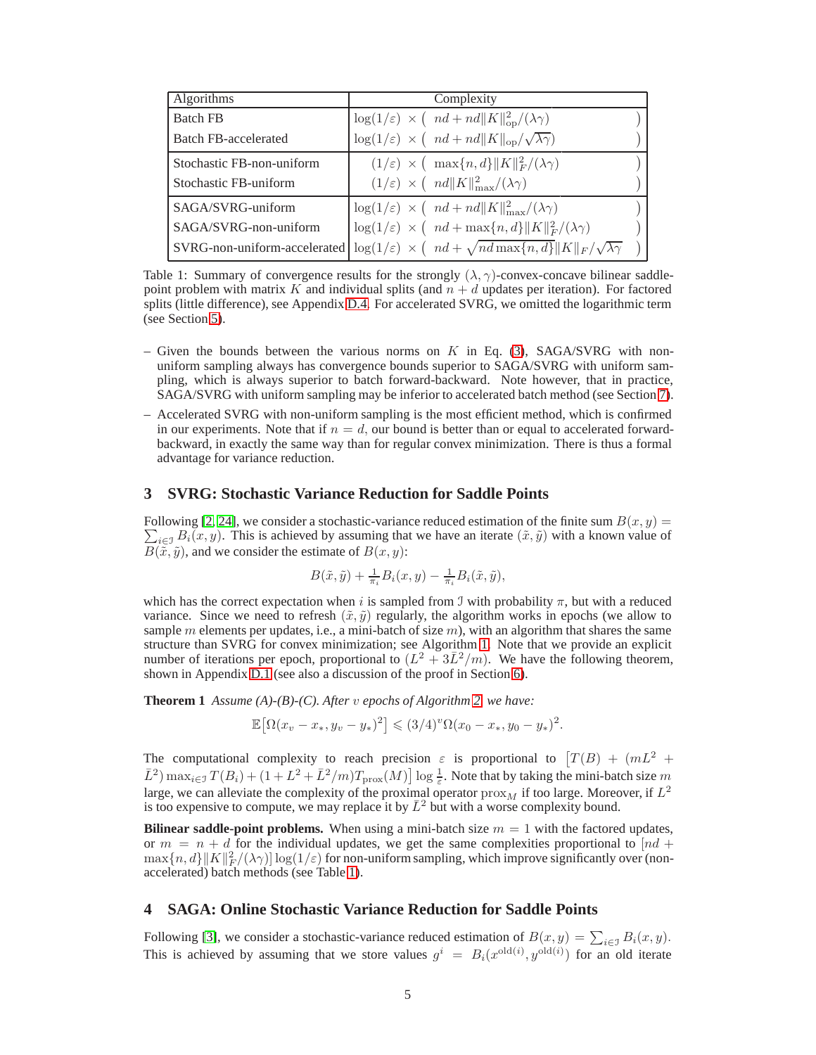| Algorithms | Complexity |
| --- | --- |
| Batch FB | $\log(1/\varepsilon) \times \big( \; nd + nd\|K\|_{\rm op}^2/(\lambda\gamma) \; \big)$ |
| Batch FB-accelerated | $\log(1/\varepsilon) \times \big( \; nd + nd\|K\|_{\rm op}/\sqrt{\lambda\gamma} \; \big)$ |
| Stochastic FB-non-uniform | $(1/\varepsilon) \times \big( \; \max\{n,d\}\|K\|_F^2/(\lambda\gamma) \; \big)$ |
| Stochastic FB-uniform | $(1/\varepsilon) \times \big( \; nd\|K\|_{\max}^2/(\lambda\gamma) \; \big)$ |
| SAGA/SVRG-uniform | $\log(1/\varepsilon) \times \big( \; nd + nd\|K\|_{\max}^2/(\lambda\gamma) \; \big)$ |
| SAGA/SVRG-non-uniform | $\log(1/\varepsilon) \times \big( \; nd + \max\{n,d\}\|K\|_F^2/(\lambda\gamma) \; \big)$ |
| SVRG-non-uniform-accelerated | $\log(1/\varepsilon) \times \big( \; nd + \sqrt{nd\max\{n,d\}}\|K\|_F/\sqrt{\lambda\gamma} \; \big)$ |

Table 1: Summary of convergence results for the strongly $(\lambda,\gamma)$-convex-concave bilinear saddle-point problem with matrix $K$ and individual splits (and $n+d$ updates per iteration). For factored splits (little difference), see Appendix D.4. For accelerated SVRG, we omitted the logarithmic term (see Section 5).

- Given the bounds between the various norms on $K$ in Eq. (3), SAGA/SVRG with non-uniform sampling always has convergence bounds superior to SAGA/SVRG with uniform sampling, which is always superior to batch forward-backward. Note however, that in practice, SAGA/SVRG with uniform sampling may be inferior to accelerated batch method (see Section 7).
- Accelerated SVRG with non-uniform sampling is the most efficient method, which is confirmed in our experiments. Note that if $n = d$, our bound is better than or equal to accelerated forward-backward, in exactly the same way than for regular convex minimization. There is thus a formal advantage for variance reduction.

## 3 SVRG: Stochastic Variance Reduction for Saddle Points

Following [2, 24], we consider a stochastic-variance reduced estimation of the finite sum $B(x,y) = \sum_{i\in\mathcal{I}} B_i(x,y)$. This is achieved by assuming that we have an iterate $(\tilde{x},\tilde{y})$ with a known value of $B(\tilde{x},\tilde{y})$, and we consider the estimate of $B(x,y)$:

$$B(\tilde{x},\tilde{y}) + \tfrac{1}{\pi_i} B_i(x,y) - \tfrac{1}{\pi_i} B_i(\tilde{x},\tilde{y}),$$

which has the correct expectation when $i$ is sampled from $\mathcal{I}$ with probability $\pi$, but with a reduced variance. Since we need to refresh $(\tilde{x},\tilde{y})$ regularly, the algorithm works in epochs (we allow to sample $m$ elements per updates, i.e., a mini-batch of size $m$), with an algorithm that shares the same structure than SVRG for convex minimization; see Algorithm 1. Note that we provide an explicit number of iterations per epoch, proportional to $(L^2 + 3\bar{L}^2/m)$. We have the following theorem, shown in Appendix D.1 (see also a discussion of the proof in Section 6).

**Theorem 1** *Assume (A)-(B)-(C). After $v$ epochs of Algorithm 2, we have:*

$$\mathbb{E}\big[\Omega(x_v - x_*, y_v - y_*)^2\big] \leqslant (3/4)^v \Omega(x_0 - x_*, y_0 - y_*)^2.$$

The computational complexity to reach precision $\varepsilon$ is proportional to $\big[T(B) + (mL^2 + \bar{L}^2)\max_{i\in\mathcal{I}} T(B_i) + (1 + L^2 + \bar{L}^2/m)T_{\rm prox}(M)\big] \log\frac{1}{\varepsilon}$. Note that by taking the mini-batch size $m$ large, we can alleviate the complexity of the proximal operator ${\rm prox}_M$ if too large. Moreover, if $L^2$ is too expensive to compute, we may replace it by $\bar{L}^2$ but with a worse complexity bound.

**Bilinear saddle-point problems.** When using a mini-batch size $m = 1$ with the factored updates, or $m = n + d$ for the individual updates, we get the same complexities proportional to $[nd + \max\{n,d\}\|K\|_F^2/(\lambda\gamma)]\log(1/\varepsilon)$ for non-uniform sampling, which improve significantly over (non-accelerated) batch methods (see Table 1).

## 4 SAGA: Online Stochastic Variance Reduction for Saddle Points

Following [3], we consider a stochastic-variance reduced estimation of $B(x,y) = \sum_{i\in\mathcal{I}} B_i(x,y)$. This is achieved by assuming that we store values $g^i = B_i(x^{{\rm old}(i)}, y^{{\rm old}(i)})$ for an old iterate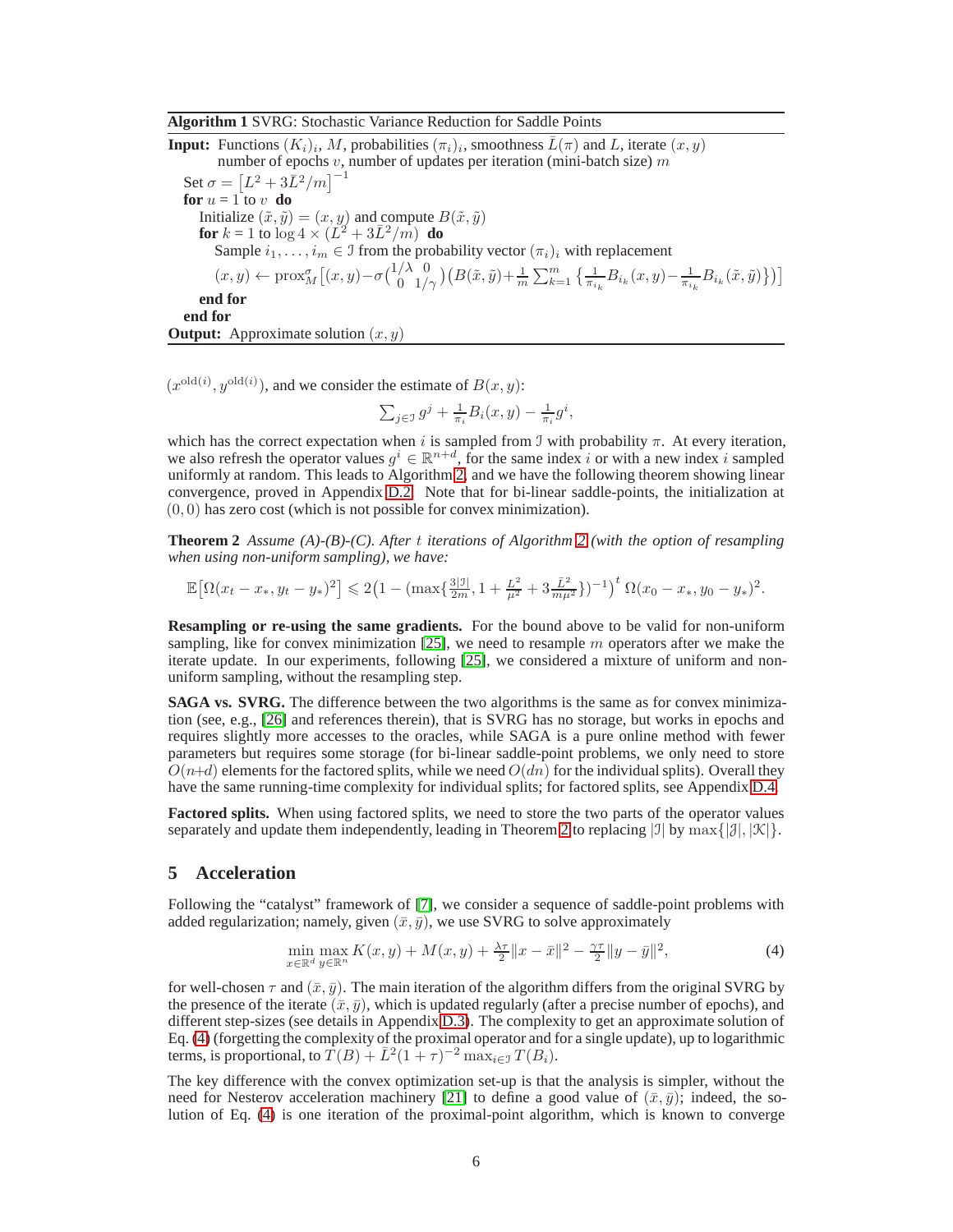**Algorithm 1** SVRG: Stochastic Variance Reduction for Saddle Points

**Input:** Functions $(K_i)_i$, $M$, probabilities $(\pi_i)_i$, smoothness $\bar{L}(\pi)$ and $L$, iterate $(x, y)$
number of epochs $v$, number of updates per iteration (mini-batch size) $m$

Set $\sigma = \left[L^2 + 3\bar{L}^2/m\right]^{-1}$
**for** $u = 1$ to $v$ **do**
  Initialize $(\tilde{x}, \tilde{y}) = (x, y)$ and compute $B(\tilde{x}, \tilde{y})$
  **for** $k = 1$ to $\log 4 \times (L^2 + 3\bar{L}^2/m)$ **do**
    Sample $i_1, \dots, i_m \in \mathcal{I}$ from the probability vector $(\pi_i)_i$ with replacement
    $(x, y) \leftarrow \text{prox}_M^\sigma\left[(x, y) - \sigma \begin{pmatrix} 1/\lambda & 0 \\ 0 & 1/\gamma \end{pmatrix} \left(B(\tilde{x}, \tilde{y}) + \frac{1}{m}\sum_{k=1}^m \left\{\frac{1}{\pi_{i_k}} B_{i_k}(x, y) - \frac{1}{\pi_{i_k}} B_{i_k}(\tilde{x}, \tilde{y})\right\}\right)\right]$
  **end for**
**end for**

**Output:** Approximate solution $(x, y)$

$(x^{\text{old}(i)}, y^{\text{old}(i)})$, and we consider the estimate of $B(x, y)$:

$$\sum_{j \in \mathcal{I}} g^j + \tfrac{1}{\pi_i} B_i(x, y) - \tfrac{1}{\pi_i} g^i,$$

which has the correct expectation when $i$ is sampled from $\mathcal{I}$ with probability $\pi$. At every iteration, we also refresh the operator values $g^i \in \mathbb{R}^{n+d}$, for the same index $i$ or with a new index $i$ sampled uniformly at random. This leads to Algorithm 2, and we have the following theorem showing linear convergence, proved in Appendix D.2. Note that for bi-linear saddle-points, the initialization at $(0, 0)$ has zero cost (which is not possible for convex minimization).

**Theorem 2** *Assume (A)-(B)-(C). After $t$ iterations of Algorithm 2 (with the option of resampling when using non-uniform sampling), we have:*

$$\mathbb{E}\left[\Omega(x_t - x_*, y_t - y_*)^2\right] \leqslant 2\left(1 - \left(\max\left\{\tfrac{3|\mathcal{I}|}{2m}, 1 + \tfrac{L^2}{\mu^2} + 3\tfrac{\bar{L}^2}{m\mu^2}\right\}\right)^{-1}\right)^t \Omega(x_0 - x_*, y_0 - y_*)^2.$$

**Resampling or re-using the same gradients.** For the bound above to be valid for non-uniform sampling, like for convex minimization [25], we need to resample $m$ operators after we make the iterate update. In our experiments, following [25], we considered a mixture of uniform and non-uniform sampling, without the resampling step.

**SAGA vs. SVRG.** The difference between the two algorithms is the same as for convex minimization (see, e.g., [26] and references therein), that is SVRG has no storage, but works in epochs and requires slightly more accesses to the oracles, while SAGA is a pure online method with fewer parameters but requires some storage (for bi-linear saddle-point problems, we only need to store $O(n+d)$ elements for the factored splits, while we need $O(dn)$ for the individual splits). Overall they have the same running-time complexity for individual splits; for factored splits, see Appendix D.4.

**Factored splits.** When using factored splits, we need to store the two parts of the operator values separately and update them independently, leading in Theorem 2 to replacing $|\mathcal{I}|$ by $\max\{|\mathcal{J}|, |\mathcal{K}|\}$.

## 5 Acceleration

Following the "catalyst" framework of [7], we consider a sequence of saddle-point problems with added regularization; namely, given $(\bar{x}, \bar{y})$, we use SVRG to solve approximately

$$\min_{x \in \mathbb{R}^d} \max_{y \in \mathbb{R}^n} K(x, y) + M(x, y) + \tfrac{\lambda\tau}{2}\|x - \bar{x}\|^2 - \tfrac{\gamma\tau}{2}\|y - \bar{y}\|^2, \tag{4}$$

for well-chosen $\tau$ and $(\bar{x}, \bar{y})$. The main iteration of the algorithm differs from the original SVRG by the presence of the iterate $(\bar{x}, \bar{y})$, which is updated regularly (after a precise number of epochs), and different step-sizes (see details in Appendix D.3). The complexity to get an approximate solution of Eq. (4) (forgetting the complexity of the proximal operator and for a single update), up to logarithmic terms, is proportional, to $T(B) + \bar{L}^2(1+\tau)^{-2}\max_{i \in \mathcal{I}} T(B_i)$.

The key difference with the convex optimization set-up is that the analysis is simpler, without the need for Nesterov acceleration machinery [21] to define a good value of $(\bar{x}, \bar{y})$; indeed, the solution of Eq. (4) is one iteration of the proximal-point algorithm, which is known to converge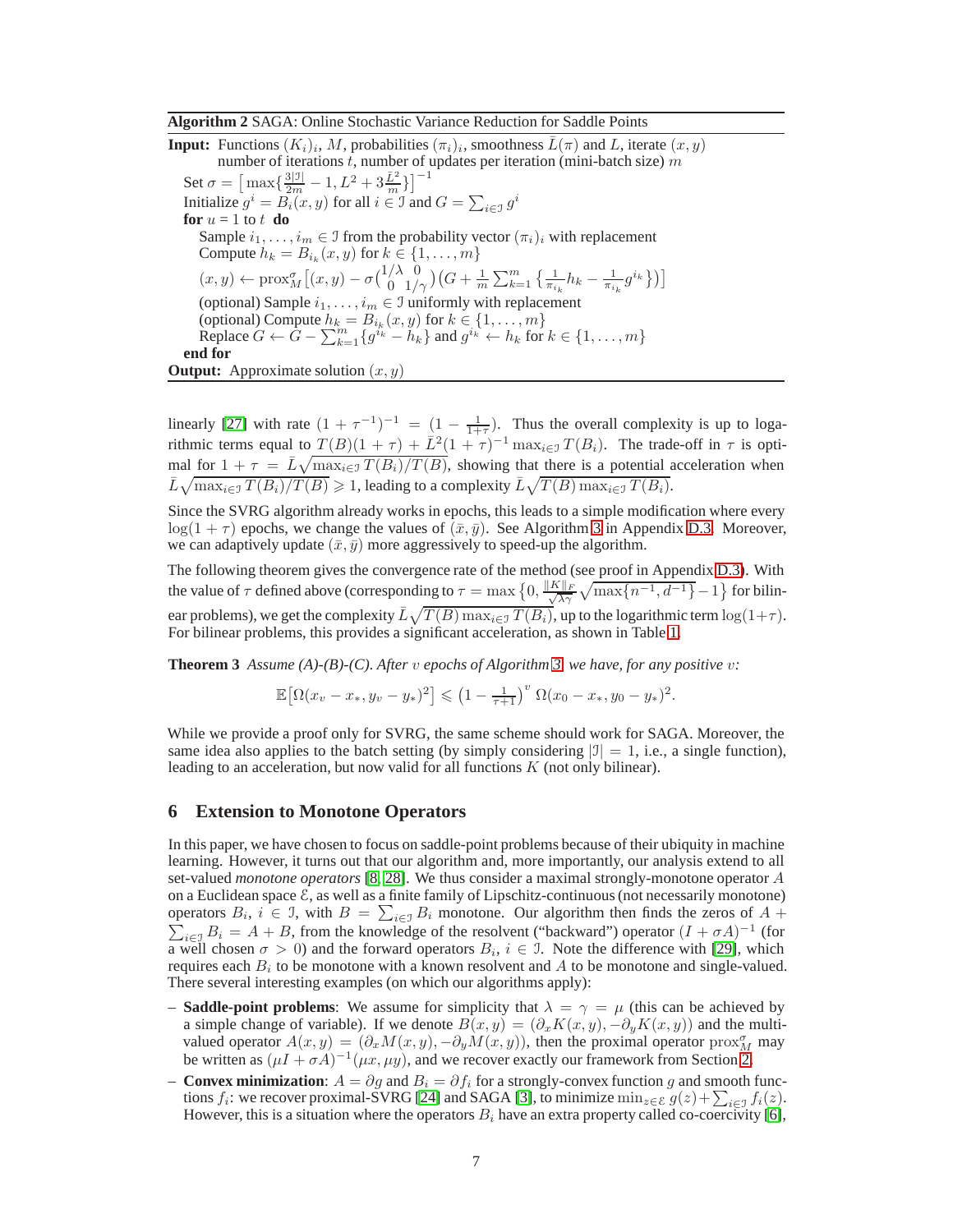**Algorithm 2** SAGA: Online Stochastic Variance Reduction for Saddle Points

**Input:** Functions $(K_i)_i$, $M$, probabilities $(\pi_i)_i$, smoothness $\bar{L}(\pi)$ and $L$, iterate $(x, y)$
number of iterations $t$, number of updates per iteration (mini-batch size) $m$

Set $\sigma = \big[\max\{\frac{3|\mathcal{I}|}{2m} - 1, L^2 + 3\frac{\bar{L}^2}{m}\}\big]^{-1}$
Initialize $g^i = B_i(x, y)$ for all $i \in \mathcal{I}$ and $G = \sum_{i \in \mathcal{I}} g^i$
**for** $u = 1$ to $t$ **do**
  Sample $i_1, \dots, i_m \in \mathcal{I}$ from the probability vector $(\pi_i)_i$ with replacement
  Compute $h_k = B_{i_k}(x, y)$ for $k \in \{1, \dots, m\}$
  $(x, y) \leftarrow \text{prox}_M^\sigma\big[(x, y) - \sigma\begin{pmatrix} 1/\lambda & 0 \\ 0 & 1/\gamma \end{pmatrix}\big(G + \frac{1}{m}\sum_{k=1}^m \big\{\frac{1}{\pi_{i_k}} h_k - \frac{1}{\pi_{i_k}} g^{i_k}\big\}\big)\big]$
  (optional) Sample $i_1, \dots, i_m \in \mathcal{I}$ uniformly with replacement
  (optional) Compute $h_k = B_{i_k}(x, y)$ for $k \in \{1, \dots, m\}$
  Replace $G \leftarrow G - \sum_{k=1}^m \{g^{i_k} - h_k\}$ and $g^{i_k} \leftarrow h_k$ for $k \in \{1, \dots, m\}$
**end for**
**Output:** Approximate solution $(x, y)$

linearly [27] with rate $(1 + \tau^{-1})^{-1} = (1 - \frac{1}{1+\tau})$. Thus the overall complexity is up to logarithmic terms equal to $T(B)(1 + \tau) + \bar{L}^2(1 + \tau)^{-1} \max_{i \in \mathcal{I}} T(B_i)$. The trade-off in $\tau$ is optimal for $1 + \tau = \bar{L}\sqrt{\max_{i \in \mathcal{I}} T(B_i)/T(B)}$, showing that there is a potential acceleration when $\bar{L}\sqrt{\max_{i \in \mathcal{I}} T(B_i)/T(B)} \geqslant 1$, leading to a complexity $\bar{L}\sqrt{T(B) \max_{i \in \mathcal{I}} T(B_i)}$.

Since the SVRG algorithm already works in epochs, this leads to a simple modification where every $\log(1 + \tau)$ epochs, we change the values of $(\bar{x}, \bar{y})$. See Algorithm 3 in Appendix D.3. Moreover, we can adaptively update $(\bar{x}, \bar{y})$ more aggressively to speed-up the algorithm.

The following theorem gives the convergence rate of the method (see proof in Appendix D.3). With the value of $\tau$ defined above (corresponding to $\tau = \max\big\{0, \frac{\|K\|_F}{\sqrt{\lambda\gamma}}\sqrt{\max\{n^{-1}, d^{-1}\}} - 1\big\}$ for bilinear problems), we get the complexity $\bar{L}\sqrt{T(B) \max_{i \in \mathcal{I}} T(B_i)}$, up to the logarithmic term $\log(1+\tau)$. For bilinear problems, this provides a significant acceleration, as shown in Table 1.

**Theorem 3** *Assume (A)-(B)-(C). After $v$ epochs of Algorithm 3, we have, for any positive $v$:*

$$\mathbb{E}\big[\Omega(x_v - x_*, y_v - y_*)^2\big] \leqslant \big(1 - \tfrac{1}{\tau+1}\big)^v \, \Omega(x_0 - x_*, y_0 - y_*)^2.$$

While we provide a proof only for SVRG, the same scheme should work for SAGA. Moreover, the same idea also applies to the batch setting (by simply considering $|\mathcal{I}| = 1$, i.e., a single function), leading to an acceleration, but now valid for all functions $K$ (not only bilinear).

## 6 Extension to Monotone Operators

In this paper, we have chosen to focus on saddle-point problems because of their ubiquity in machine learning. However, it turns out that our algorithm and, more importantly, our analysis extend to all set-valued *monotone operators* [8, 28]. We thus consider a maximal strongly-monotone operator $A$ on a Euclidean space $\mathcal{E}$, as well as a finite family of Lipschitz-continuous (not necessarily monotone) operators $B_i$, $i \in \mathcal{I}$, with $B = \sum_{i \in \mathcal{I}} B_i$ monotone. Our algorithm then finds the zeros of $A + \sum_{i \in \mathcal{I}} B_i = A + B$, from the knowledge of the resolvent ("backward") operator $(I + \sigma A)^{-1}$ (for a well chosen $\sigma > 0$) and the forward operators $B_i$, $i \in \mathcal{I}$. Note the difference with [29], which requires each $B_i$ to be monotone with a known resolvent and $A$ to be monotone and single-valued. There several interesting examples (on which our algorithms apply):

- **Saddle-point problems**: We assume for simplicity that $\lambda = \gamma = \mu$ (this can be achieved by a simple change of variable). If we denote $B(x, y) = (\partial_x K(x, y), -\partial_y K(x, y))$ and the multi-valued operator $A(x, y) = (\partial_x M(x, y), -\partial_y M(x, y))$, then the proximal operator $\text{prox}_M^\sigma$ may be written as $(\mu I + \sigma A)^{-1}(\mu x, \mu y)$, and we recover exactly our framework from Section 2.
- **Convex minimization**: $A = \partial g$ and $B_i = \partial f_i$ for a strongly-convex function $g$ and smooth functions $f_i$: we recover proximal-SVRG [24] and SAGA [3], to minimize $\min_{z \in \mathcal{E}} g(z) + \sum_{i \in \mathcal{I}} f_i(z)$. However, this is a situation where the operators $B_i$ have an extra property called co-coercivity [6],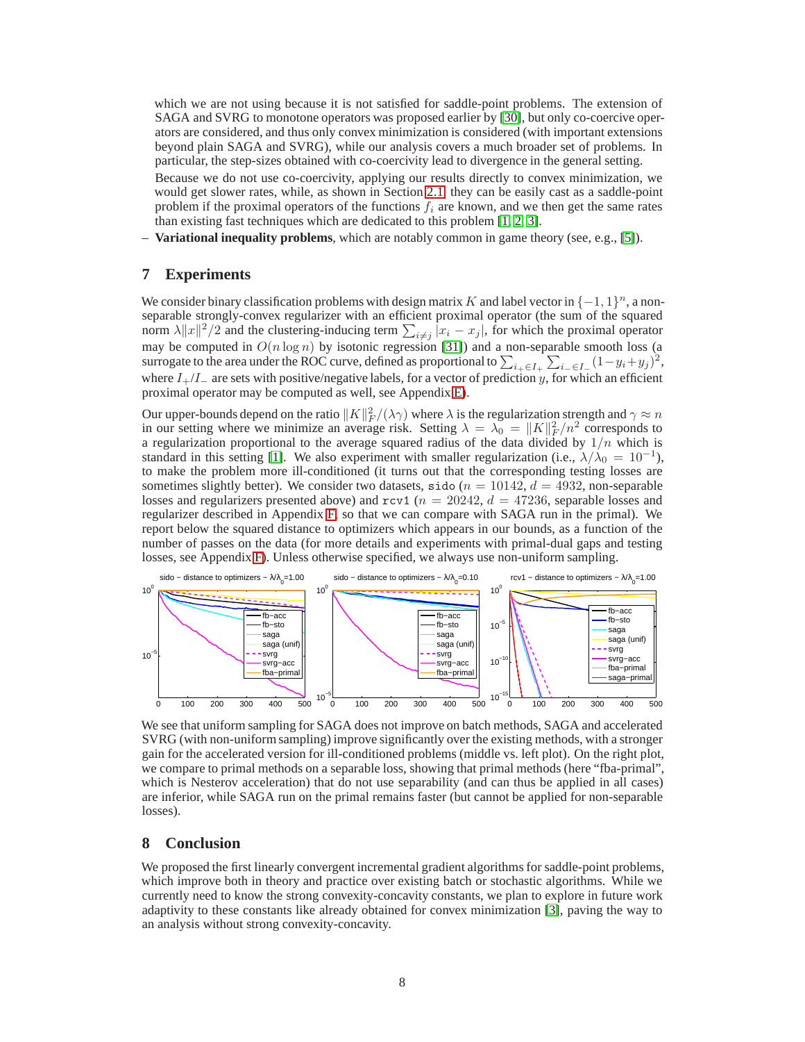which we are not using because it is not satisfied for saddle-point problems. The extension of SAGA and SVRG to monotone operators was proposed earlier by [30], but only co-coercive operators are considered, and thus only convex minimization is considered (with important extensions beyond plain SAGA and SVRG), while our analysis covers a much broader set of problems. In particular, the step-sizes obtained with co-coercivity lead to divergence in the general setting.

Because we do not use co-coercivity, applying our results directly to convex minimization, we would get slower rates, while, as shown in Section 2.1, they can be easily cast as a saddle-point problem if the proximal operators of the functions $f_i$ are known, and we then get the same rates than existing fast techniques which are dedicated to this problem [1, 2, 3].

– **Variational inequality problems**, which are notably common in game theory (see, e.g., [5]).

## 7 Experiments

We consider binary classification problems with design matrix $K$ and label vector in $\{-1, 1\}^n$, a non-separable strongly-convex regularizer with an efficient proximal operator (the sum of the squared norm $\lambda\|x\|^2/2$ and the clustering-inducing term $\sum_{i \neq j} |x_i - x_j|$, for which the proximal operator may be computed in $O(n \log n)$ by isotonic regression [31]) and a non-separable smooth loss (a surrogate to the area under the ROC curve, defined as proportional to $\sum_{i_+ \in I_+} \sum_{i_- \in I_-} (1 - y_i + y_j)^2$, where $I_+/I_-$ are sets with positive/negative labels, for a vector of prediction $y$, for which an efficient proximal operator may be computed as well, see Appendix E).

Our upper-bounds depend on the ratio $\|K\|_F^2/(\lambda\gamma)$ where $\lambda$ is the regularization strength and $\gamma \approx n$ in our setting where we minimize an average risk. Setting $\lambda = \lambda_0 = \|K\|_F^2/n^2$ corresponds to a regularization proportional to the average squared radius of the data divided by $1/n$ which is standard in this setting [1]. We also experiment with smaller regularization (i.e., $\lambda/\lambda_0 = 10^{-1}$), to make the problem more ill-conditioned (it turns out that the corresponding testing losses are sometimes slightly better). We consider two datasets, `sido` ($n = 10142$, $d = 4932$, non-separable losses and regularizers presented above) and `rcv1` ($n = 20242$, $d = 47236$, separable losses and regularizer described in Appendix F, so that we can compare with SAGA run in the primal). We report below the squared distance to optimizers which appears in our bounds, as a function of the number of passes on the data (for more details and experiments with primal-dual gaps and testing losses, see Appendix F). Unless otherwise specified, we always use non-uniform sampling.

We see that uniform sampling for SAGA does not improve on batch methods, SAGA and accelerated SVRG (with non-uniform sampling) improve significantly over the existing methods, with a stronger gain for the accelerated version for ill-conditioned problems (middle vs. left plot). On the right plot, we compare to primal methods on a separable loss, showing that primal methods (here "fba-primal", which is Nesterov acceleration) that do not use separability (and can thus be applied in all cases) are inferior, while SAGA run on the primal remains faster (but cannot be applied for non-separable losses).

## 8 Conclusion

We proposed the first linearly convergent incremental gradient algorithms for saddle-point problems, which improve both in theory and practice over existing batch or stochastic algorithms. While we currently need to know the strong convexity-concavity constants, we plan to explore in future work adaptivity to these constants like already obtained for convex minimization [3], paving the way to an analysis without strong convexity-concavity.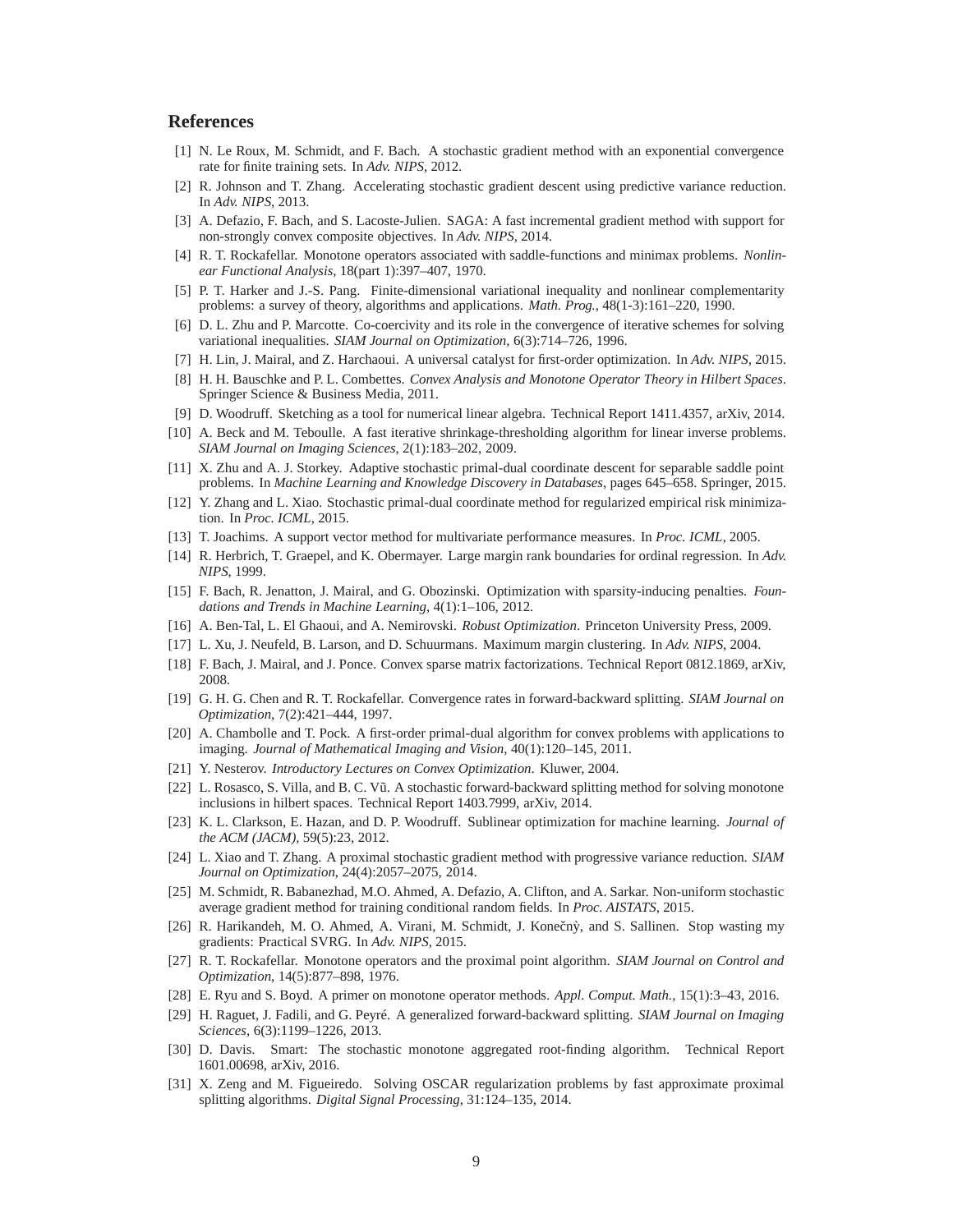## References

[1] N. Le Roux, M. Schmidt, and F. Bach. A stochastic gradient method with an exponential convergence rate for finite training sets. In *Adv. NIPS*, 2012.

[2] R. Johnson and T. Zhang. Accelerating stochastic gradient descent using predictive variance reduction. In *Adv. NIPS*, 2013.

[3] A. Defazio, F. Bach, and S. Lacoste-Julien. SAGA: A fast incremental gradient method with support for non-strongly convex composite objectives. In *Adv. NIPS*, 2014.

[4] R. T. Rockafellar. Monotone operators associated with saddle-functions and minimax problems. *Nonlinear Functional Analysis*, 18(part 1):397–407, 1970.

[5] P. T. Harker and J.-S. Pang. Finite-dimensional variational inequality and nonlinear complementarity problems: a survey of theory, algorithms and applications. *Math. Prog.*, 48(1-3):161–220, 1990.

[6] D. L. Zhu and P. Marcotte. Co-coercivity and its role in the convergence of iterative schemes for solving variational inequalities. *SIAM Journal on Optimization*, 6(3):714–726, 1996.

[7] H. Lin, J. Mairal, and Z. Harchaoui. A universal catalyst for first-order optimization. In *Adv. NIPS*, 2015.

[8] H. H. Bauschke and P. L. Combettes. *Convex Analysis and Monotone Operator Theory in Hilbert Spaces*. Springer Science & Business Media, 2011.

[9] D. Woodruff. Sketching as a tool for numerical linear algebra. Technical Report 1411.4357, arXiv, 2014.

[10] A. Beck and M. Teboulle. A fast iterative shrinkage-thresholding algorithm for linear inverse problems. *SIAM Journal on Imaging Sciences*, 2(1):183–202, 2009.

[11] X. Zhu and A. J. Storkey. Adaptive stochastic primal-dual coordinate descent for separable saddle point problems. In *Machine Learning and Knowledge Discovery in Databases*, pages 645–658. Springer, 2015.

[12] Y. Zhang and L. Xiao. Stochastic primal-dual coordinate method for regularized empirical risk minimization. In *Proc. ICML*, 2015.

[13] T. Joachims. A support vector method for multivariate performance measures. In *Proc. ICML*, 2005.

[14] R. Herbrich, T. Graepel, and K. Obermayer. Large margin rank boundaries for ordinal regression. In *Adv. NIPS*, 1999.

[15] F. Bach, R. Jenatton, J. Mairal, and G. Obozinski. Optimization with sparsity-inducing penalties. *Foundations and Trends in Machine Learning*, 4(1):1–106, 2012.

[16] A. Ben-Tal, L. El Ghaoui, and A. Nemirovski. *Robust Optimization*. Princeton University Press, 2009.

[17] L. Xu, J. Neufeld, B. Larson, and D. Schuurmans. Maximum margin clustering. In *Adv. NIPS*, 2004.

[18] F. Bach, J. Mairal, and J. Ponce. Convex sparse matrix factorizations. Technical Report 0812.1869, arXiv, 2008.

[19] G. H. G. Chen and R. T. Rockafellar. Convergence rates in forward-backward splitting. *SIAM Journal on Optimization*, 7(2):421–444, 1997.

[20] A. Chambolle and T. Pock. A first-order primal-dual algorithm for convex problems with applications to imaging. *Journal of Mathematical Imaging and Vision*, 40(1):120–145, 2011.

[21] Y. Nesterov. *Introductory Lectures on Convex Optimization*. Kluwer, 2004.

[22] L. Rosasco, S. Villa, and B. C. Vũ. A stochastic forward-backward splitting method for solving monotone inclusions in hilbert spaces. Technical Report 1403.7999, arXiv, 2014.

[23] K. L. Clarkson, E. Hazan, and D. P. Woodruff. Sublinear optimization for machine learning. *Journal of the ACM (JACM)*, 59(5):23, 2012.

[24] L. Xiao and T. Zhang. A proximal stochastic gradient method with progressive variance reduction. *SIAM Journal on Optimization*, 24(4):2057–2075, 2014.

[25] M. Schmidt, R. Babanezhad, M.O. Ahmed, A. Defazio, A. Clifton, and A. Sarkar. Non-uniform stochastic average gradient method for training conditional random fields. In *Proc. AISTATS*, 2015.

[26] R. Harikandeh, M. O. Ahmed, A. Virani, M. Schmidt, J. Konečnỳ, and S. Sallinen. Stop wasting my gradients: Practical SVRG. In *Adv. NIPS*, 2015.

[27] R. T. Rockafellar. Monotone operators and the proximal point algorithm. *SIAM Journal on Control and Optimization*, 14(5):877–898, 1976.

[28] E. Ryu and S. Boyd. A primer on monotone operator methods. *Appl. Comput. Math.*, 15(1):3–43, 2016.

[29] H. Raguet, J. Fadili, and G. Peyré. A generalized forward-backward splitting. *SIAM Journal on Imaging Sciences*, 6(3):1199–1226, 2013.

[30] D. Davis. Smart: The stochastic monotone aggregated root-finding algorithm. Technical Report 1601.00698, arXiv, 2016.

[31] X. Zeng and M. Figueiredo. Solving OSCAR regularization problems by fast approximate proximal splitting algorithms. *Digital Signal Processing*, 31:124–135, 2014.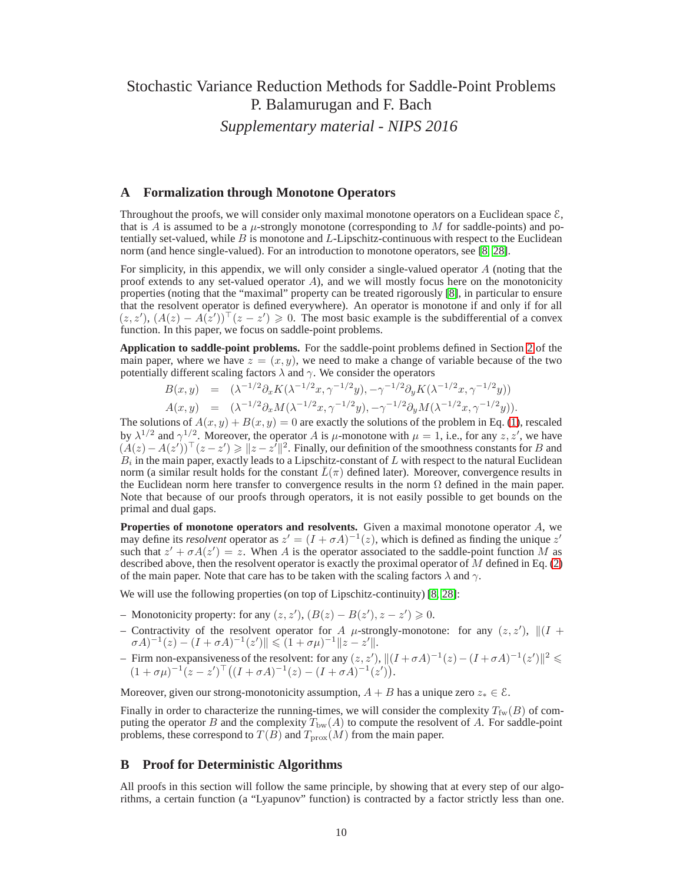# Stochastic Variance Reduction Methods for Saddle-Point Problems

P. Balamurugan and F. Bach

*Supplementary material - NIPS 2016*

## A Formalization through Monotone Operators

Throughout the proofs, we will consider only maximal monotone operators on a Euclidean space $\mathcal{E}$, that is $A$ is assumed to be a $\mu$-strongly monotone (corresponding to $M$ for saddle-points) and potentially set-valued, while $B$ is monotone and $L$-Lipschitz-continuous with respect to the Euclidean norm (and hence single-valued). For an introduction to monotone operators, see [8, 28].

For simplicity, in this appendix, we will only consider a single-valued operator $A$ (noting that the proof extends to any set-valued operator $A$), and we will mostly focus here on the monotonicity properties (noting that the "maximal" property can be treated rigorously [8], in particular to ensure that the resolvent operator is defined everywhere). An operator is monotone if and only if for all $(z, z')$, $(A(z) - A(z'))^\top (z - z') \geqslant 0$. The most basic example is the subdifferential of a convex function. In this paper, we focus on saddle-point problems.

**Application to saddle-point problems.** For the saddle-point problems defined in Section 2 of the main paper, where we have $z = (x, y)$, we need to make a change of variable because of the two potentially different scaling factors $\lambda$ and $\gamma$. We consider the operators

$$
\begin{aligned}
B(x, y) &= (\lambda^{-1/2}\partial_x K(\lambda^{-1/2}x, \gamma^{-1/2}y), -\gamma^{-1/2}\partial_y K(\lambda^{-1/2}x, \gamma^{-1/2}y)) \\
A(x, y) &= (\lambda^{-1/2}\partial_x M(\lambda^{-1/2}x, \gamma^{-1/2}y), -\gamma^{-1/2}\partial_y M(\lambda^{-1/2}x, \gamma^{-1/2}y)).
\end{aligned}
$$

The solutions of $A(x, y) + B(x, y) = 0$ are exactly the solutions of the problem in Eq. (1), rescaled by $\lambda^{1/2}$ and $\gamma^{1/2}$. Moreover, the operator $A$ is $\mu$-monotone with $\mu = 1$, i.e., for any $z, z'$, we have $(A(z) - A(z'))^\top (z - z') \geqslant \|z - z'\|^2$. Finally, our definition of the smoothness constants for $B$ and $B_i$ in the main paper, exactly leads to a Lipschitz-constant of $L$ with respect to the natural Euclidean norm (a similar result holds for the constant $\bar{L}(\pi)$ defined later). Moreover, convergence results in the Euclidean norm here transfer to convergence results in the norm $\Omega$ defined in the main paper. Note that because of our proofs through operators, it is not easily possible to get bounds on the primal and dual gaps.

**Properties of monotone operators and resolvents.** Given a maximal monotone operator $A$, we may define its *resolvent* operator as $z' = (I + \sigma A)^{-1}(z)$, which is defined as finding the unique $z'$ such that $z' + \sigma A(z') = z$. When $A$ is the operator associated to the saddle-point function $M$ as described above, then the resolvent operator is exactly the proximal operator of $M$ defined in Eq. (2) of the main paper. Note that care has to be taken with the scaling factors $\lambda$ and $\gamma$.

We will use the following properties (on top of Lipschitz-continuity) [8, 28]:

- Monotonicity property: for any $(z, z')$, $(B(z) - B(z'), z - z') \geqslant 0$.
- Contractivity of the resolvent operator for $A$ $\mu$-strongly-monotone: for any $(z, z')$, $\|(I + \sigma A)^{-1}(z) - (I + \sigma A)^{-1}(z')\| \leqslant (1 + \sigma\mu)^{-1}\|z - z'\|$.
- Firm non-expansiveness of the resolvent: for any $(z, z')$, $\|(I + \sigma A)^{-1}(z) - (I + \sigma A)^{-1}(z')\|^2 \leqslant (1 + \sigma\mu)^{-1}(z - z')^\top \big((I + \sigma A)^{-1}(z) - (I + \sigma A)^{-1}(z')\big)$.

Moreover, given our strong-monotonicity assumption, $A + B$ has a unique zero $z_* \in \mathcal{E}$.

Finally in order to characterize the running-times, we will consider the complexity $T_{\rm fw}(B)$ of computing the operator $B$ and the complexity $T_{\rm bw}(A)$ to compute the resolvent of $A$. For saddle-point problems, these correspond to $T(B)$ and $T_{\rm prox}(M)$ from the main paper.

## B Proof for Deterministic Algorithms

All proofs in this section will follow the same principle, by showing that at every step of our algorithms, a certain function (a "Lyapunov" function) is contracted by a factor strictly less than one.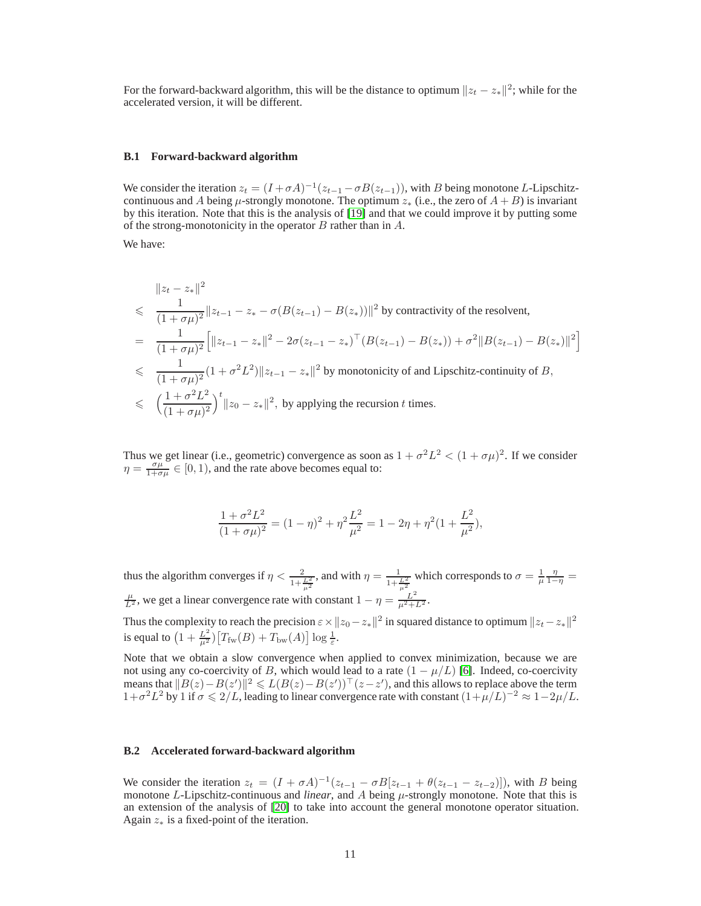For the forward-backward algorithm, this will be the distance to optimum $\|z_t - z_*\|^2$; while for the accelerated version, it will be different.

### B.1 Forward-backward algorithm

We consider the iteration $z_t = (I + \sigma A)^{-1}(z_{t-1} - \sigma B(z_{t-1}))$, with $B$ being monotone $L$-Lipschitz-continuous and $A$ being $\mu$-strongly monotone. The optimum $z_*$ (i.e., the zero of $A + B$) is invariant by this iteration. Note that this is the analysis of [19] and that we could improve it by putting some of the strong-monotonicity in the operator $B$ rather than in $A$.

We have:

$$
\begin{aligned}
& \|z_t - z_*\|^2 \\
\leqslant \ & \frac{1}{(1+\sigma\mu)^2}\|z_{t-1} - z_* - \sigma(B(z_{t-1}) - B(z_*))\|^2 \text{ by contractivity of the resolvent,} \\
= \ & \frac{1}{(1+\sigma\mu)^2}\Big[\|z_{t-1} - z_*\|^2 - 2\sigma(z_{t-1} - z_*)^\top(B(z_{t-1}) - B(z_*)) + \sigma^2\|B(z_{t-1}) - B(z_*)\|^2\Big] \\
\leqslant \ & \frac{1}{(1+\sigma\mu)^2}(1 + \sigma^2 L^2)\|z_{t-1} - z_*\|^2 \text{ by monotonicity of and Lipschitz-continuity of } B, \\
\leqslant \ & \Big(\frac{1+\sigma^2L^2}{(1+\sigma\mu)^2}\Big)^t\|z_0 - z_*\|^2, \text{ by applying the recursion } t \text{ times.}
\end{aligned}
$$

Thus we get linear (i.e., geometric) convergence as soon as $1 + \sigma^2 L^2 < (1 + \sigma\mu)^2$. If we consider $\eta = \frac{\sigma\mu}{1+\sigma\mu} \in [0, 1)$, and the rate above becomes equal to:

$$
\frac{1+\sigma^2L^2}{(1+\sigma\mu)^2} = (1-\eta)^2 + \eta^2\frac{L^2}{\mu^2} = 1 - 2\eta + \eta^2\Big(1 + \frac{L^2}{\mu^2}\Big),
$$

thus the algorithm converges if $\eta < \frac{2}{1+\frac{L^2}{\mu^2}}$, and with $\eta = \frac{1}{1+\frac{L^2}{\mu^2}}$ which corresponds to $\sigma = \frac{1}{\mu}\frac{\eta}{1-\eta} = \frac{\mu}{L^2}$, we get a linear convergence rate with constant $1 - \eta = \frac{L^2}{\mu^2+L^2}$.

Thus the complexity to reach the precision $\varepsilon \times \|z_0 - z_*\|^2$ in squared distance to optimum $\|z_t - z_*\|^2$ is equal to $\big(1 + \frac{L^2}{\mu^2}\big)\big[T_{\rm fw}(B) + T_{\rm bw}(A)\big] \log\frac{1}{\varepsilon}$.

Note that we obtain a slow convergence when applied to convex minimization, because we are not using any co-coercivity of $B$, which would lead to a rate $(1 - \mu/L)$ [6]. Indeed, co-coercivity means that $\|B(z) - B(z')\|^2 \leqslant L(B(z) - B(z'))^\top(z - z')$, and this allows to replace above the term $1 + \sigma^2L^2$ by 1 if $\sigma \leqslant 2/L$, leading to linear convergence rate with constant $(1+\mu/L)^{-2} \approx 1 - 2\mu/L$.

### B.2 Accelerated forward-backward algorithm

We consider the iteration $z_t = (I + \sigma A)^{-1}(z_{t-1} - \sigma B[z_{t-1} + \theta(z_{t-1} - z_{t-2})])$, with $B$ being monotone $L$-Lipschitz-continuous and *linear*, and $A$ being $\mu$-strongly monotone. Note that this is an extension of the analysis of [20] to take into account the general monotone operator situation. Again $z_*$ is a fixed-point of the iteration.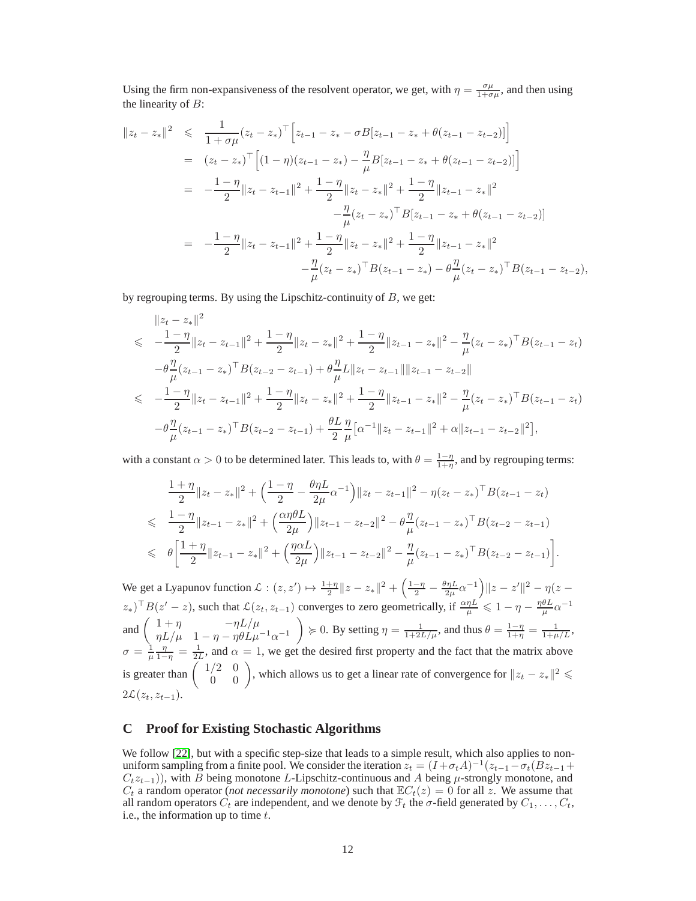Using the firm non-expansiveness of the resolvent operator, we get, with $\eta = \frac{\sigma\mu}{1+\sigma\mu}$, and then using the linearity of $B$:

$$
\begin{aligned}
\|z_t - z_*\|^2 &\leqslant \frac{1}{1+\sigma\mu}(z_t - z_*)^\top \Big[ z_{t-1} - z_* - \sigma B[z_{t-1} - z_* + \theta(z_{t-1} - z_{t-2})] \Big] \\
&= (z_t - z_*)^\top \Big[ (1-\eta)(z_{t-1} - z_*) - \frac{\eta}{\mu} B[z_{t-1} - z_* + \theta(z_{t-1} - z_{t-2})] \Big] \\
&= -\frac{1-\eta}{2}\|z_t - z_{t-1}\|^2 + \frac{1-\eta}{2}\|z_t - z_*\|^2 + \frac{1-\eta}{2}\|z_{t-1} - z_*\|^2 \\
&\qquad - \frac{\eta}{\mu}(z_t - z_*)^\top B[z_{t-1} - z_* + \theta(z_{t-1} - z_{t-2})] \\
&= -\frac{1-\eta}{2}\|z_t - z_{t-1}\|^2 + \frac{1-\eta}{2}\|z_t - z_*\|^2 + \frac{1-\eta}{2}\|z_{t-1} - z_*\|^2 \\
&\qquad - \frac{\eta}{\mu}(z_t - z_*)^\top B(z_{t-1} - z_*) - \theta\frac{\eta}{\mu}(z_t - z_*)^\top B(z_{t-1} - z_{t-2}),
\end{aligned}
$$

by regrouping terms. By using the Lipschitz-continuity of $B$, we get:

$$
\begin{aligned}
&\|z_t - z_*\|^2 \\
\leqslant\ & -\frac{1-\eta}{2}\|z_t - z_{t-1}\|^2 + \frac{1-\eta}{2}\|z_t - z_*\|^2 + \frac{1-\eta}{2}\|z_{t-1} - z_*\|^2 - \frac{\eta}{\mu}(z_t - z_*)^\top B(z_{t-1} - z_t) \\
& -\theta\frac{\eta}{\mu}(z_{t-1} - z_*)^\top B(z_{t-2} - z_{t-1}) + \theta\frac{\eta}{\mu}L\|z_t - z_{t-1}\|\|z_{t-1} - z_{t-2}\| \\
\leqslant\ & -\frac{1-\eta}{2}\|z_t - z_{t-1}\|^2 + \frac{1-\eta}{2}\|z_t - z_*\|^2 + \frac{1-\eta}{2}\|z_{t-1} - z_*\|^2 - \frac{\eta}{\mu}(z_t - z_*)^\top B(z_{t-1} - z_t) \\
& -\theta\frac{\eta}{\mu}(z_{t-1} - z_*)^\top B(z_{t-2} - z_{t-1}) + \frac{\theta L}{2}\frac{\eta}{\mu}\big[\alpha^{-1}\|z_t - z_{t-1}\|^2 + \alpha\|z_{t-1} - z_{t-2}\|^2\big],
\end{aligned}
$$

with a constant $\alpha > 0$ to be determined later. This leads to, with $\theta = \frac{1-\eta}{1+\eta}$, and by regrouping terms:

$$
\begin{aligned}
& \frac{1+\eta}{2}\|z_t - z_*\|^2 + \Big(\frac{1-\eta}{2} - \frac{\theta\eta L}{2\mu}\alpha^{-1}\Big)\|z_t - z_{t-1}\|^2 - \eta(z_t - z_*)^\top B(z_{t-1} - z_t) \\
\leqslant\ & \frac{1-\eta}{2}\|z_{t-1} - z_*\|^2 + \Big(\frac{\alpha\eta\theta L}{2\mu}\Big)\|z_{t-1} - z_{t-2}\|^2 - \theta\frac{\eta}{\mu}(z_{t-1} - z_*)^\top B(z_{t-2} - z_{t-1}) \\
\leqslant\ & \theta\Big[\frac{1+\eta}{2}\|z_{t-1} - z_*\|^2 + \Big(\frac{\eta\alpha L}{2\mu}\Big)\|z_{t-1} - z_{t-2}\|^2 - \frac{\eta}{\mu}(z_{t-1} - z_*)^\top B(z_{t-2} - z_{t-1})\Big].
\end{aligned}
$$

We get a Lyapunov function $\mathcal{L} : (z, z') \mapsto \frac{1+\eta}{2}\|z - z_*\|^2 + \Big(\frac{1-\eta}{2} - \frac{\theta\eta L}{2\mu}\alpha^{-1}\Big)\|z - z'\|^2 - \eta(z - z_*)^\top B(z' - z)$, such that $\mathcal{L}(z_t, z_{t-1})$ converges to zero geometrically, if $\frac{\alpha\eta L}{\mu} \leqslant 1 - \eta - \frac{\eta\theta L}{\mu}\alpha^{-1}$ and $\begin{pmatrix} 1+\eta & -\eta L/\mu \\ \eta L/\mu & 1 - \eta - \eta\theta L\mu^{-1}\alpha^{-1} \end{pmatrix} \succcurlyeq 0$. By setting $\eta = \frac{1}{1+2L/\mu}$, and thus $\theta = \frac{1-\eta}{1+\eta} = \frac{1}{1+\mu/L}$, $\sigma = \frac{1}{\mu}\frac{\eta}{1-\eta} = \frac{1}{2L}$, and $\alpha = 1$, we get the desired first property and the fact that the matrix above is greater than $\begin{pmatrix} 1/2 & 0 \\ 0 & 0 \end{pmatrix}$, which allows us to get a linear rate of convergence for $\|z_t - z_*\|^2 \leqslant 2\mathcal{L}(z_t, z_{t-1})$.

# C Proof for Existing Stochastic Algorithms

We follow [22], but with a specific step-size that leads to a simple result, which also applies to non-uniform sampling from a finite pool. We consider the iteration $z_t = (I + \sigma_t A)^{-1}(z_{t-1} - \sigma_t(Bz_{t-1} + C_t z_{t-1}))$, with $B$ being monotone $L$-Lipschitz-continuous and $A$ being $\mu$-strongly monotone, and $C_t$ a random operator (*not necessarily monotone*) such that $\mathbb{E}C_t(z) = 0$ for all $z$. We assume that all random operators $C_t$ are independent, and we denote by $\mathcal{F}_t$ the $\sigma$-field generated by $C_1, \ldots, C_t$, i.e., the information up to time $t$.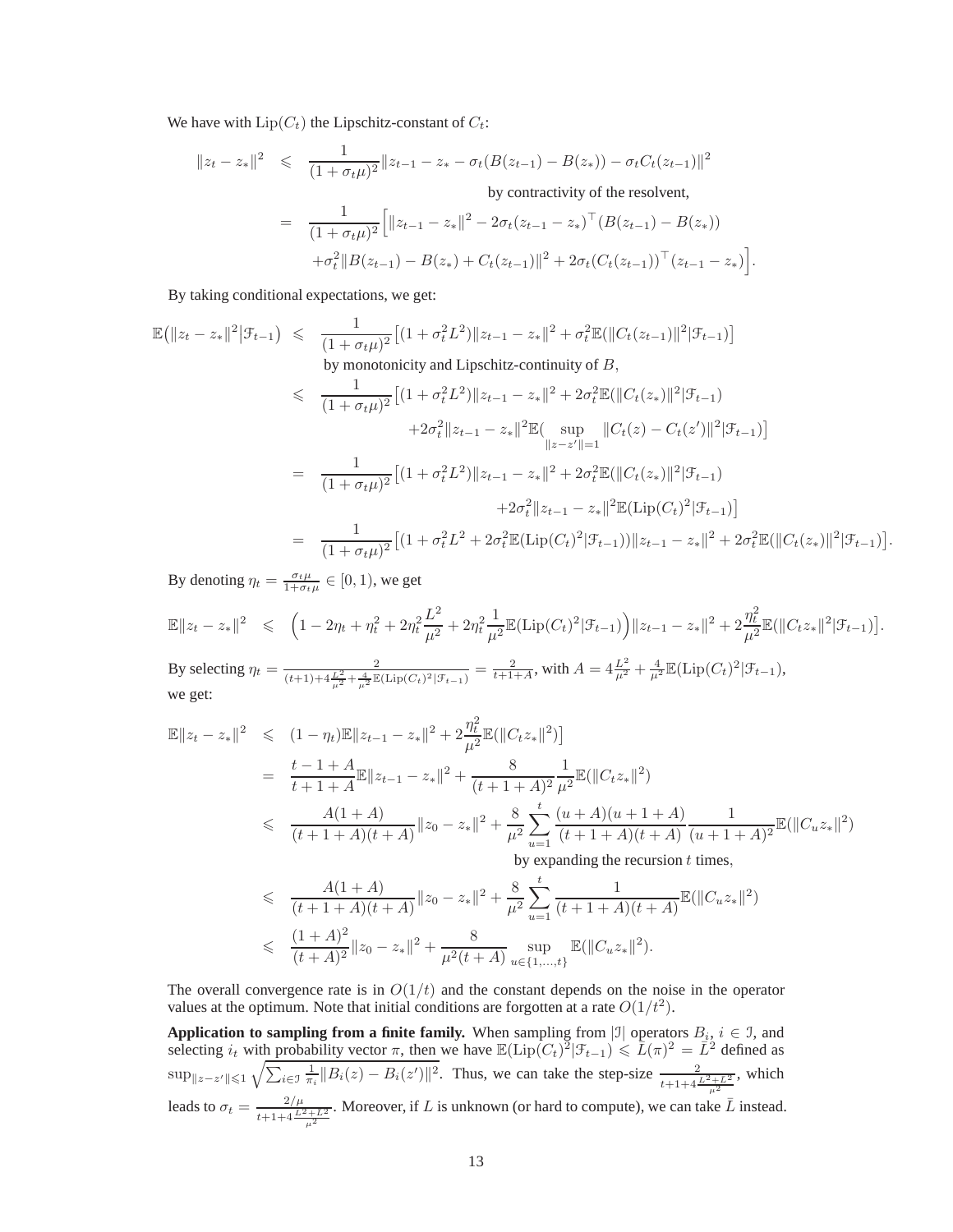We have with $\mathrm{Lip}(C_t)$ the Lipschitz-constant of $C_t$:

$$
\begin{aligned}
\|z_t - z_*\|^2 &\leqslant \frac{1}{(1+\sigma_t\mu)^2}\|z_{t-1} - z_* - \sigma_t(B(z_{t-1}) - B(z_*)) - \sigma_t C_t(z_{t-1})\|^2 \\
&\qquad\qquad \text{by contractivity of the resolvent,} \\
&= \frac{1}{(1+\sigma_t\mu)^2}\Big[\|z_{t-1} - z_*\|^2 - 2\sigma_t(z_{t-1} - z_*)^\top(B(z_{t-1}) - B(z_*)) \\
&\qquad + \sigma_t^2\|B(z_{t-1}) - B(z_*) + C_t(z_{t-1})\|^2 + 2\sigma_t(C_t(z_{t-1}))^\top(z_{t-1} - z_*)\Big].
\end{aligned}
$$

By taking conditional expectations, we get:

$$
\begin{aligned}
\mathbb{E}\big(\|z_t - z_*\|^2\big|\mathcal{F}_{t-1}\big) &\leqslant \frac{1}{(1+\sigma_t\mu)^2}\big[(1+\sigma_t^2L^2)\|z_{t-1} - z_*\|^2 + \sigma_t^2\mathbb{E}(\|C_t(z_{t-1})\|^2|\mathcal{F}_{t-1})\big] \\
&\qquad \text{by monotonicity and Lipschitz-continuity of } B, \\
&\leqslant \frac{1}{(1+\sigma_t\mu)^2}\big[(1+\sigma_t^2L^2)\|z_{t-1} - z_*\|^2 + 2\sigma_t^2\mathbb{E}(\|C_t(z_*)\|^2|\mathcal{F}_{t-1}) \\
&\qquad + 2\sigma_t^2\|z_{t-1} - z_*\|^2\mathbb{E}\big(\sup_{\|z-z'\|=1}\|C_t(z) - C_t(z')\|^2|\mathcal{F}_{t-1}\big)\big] \\
&= \frac{1}{(1+\sigma_t\mu)^2}\big[(1+\sigma_t^2L^2)\|z_{t-1} - z_*\|^2 + 2\sigma_t^2\mathbb{E}(\|C_t(z_*)\|^2|\mathcal{F}_{t-1}) \\
&\qquad + 2\sigma_t^2\|z_{t-1} - z_*\|^2\mathbb{E}(\mathrm{Lip}(C_t)^2|\mathcal{F}_{t-1})\big] \\
&= \frac{1}{(1+\sigma_t\mu)^2}\big[(1+\sigma_t^2L^2 + 2\sigma_t^2\mathbb{E}(\mathrm{Lip}(C_t)^2|\mathcal{F}_{t-1}))\|z_{t-1} - z_*\|^2 + 2\sigma_t^2\mathbb{E}(\|C_t(z_*)\|^2|\mathcal{F}_{t-1})\big].
\end{aligned}
$$

By denoting $\eta_t = \frac{\sigma_t\mu}{1+\sigma_t\mu} \in [0,1)$, we get

$$
\mathbb{E}\|z_t - z_*\|^2 \leqslant \Big(1 - 2\eta_t + \eta_t^2 + 2\eta_t^2\frac{L^2}{\mu^2} + 2\eta_t^2\frac{1}{\mu^2}\mathbb{E}(\mathrm{Lip}(C_t)^2|\mathcal{F}_{t-1})\Big)\|z_{t-1} - z_*\|^2 + 2\frac{\eta_t^2}{\mu^2}\mathbb{E}(\|C_t z_*\|^2|\mathcal{F}_{t-1})\big].
$$

By selecting $\eta_t = \frac{2}{(t+1) + 4\frac{L^2}{\mu^2} + \frac{4}{\mu^2}\mathbb{E}(\mathrm{Lip}(C_t)^2|\mathcal{F}_{t-1})} = \frac{2}{t+1+A}$, with $A = 4\frac{L^2}{\mu^2} + \frac{4}{\mu^2}\mathbb{E}(\mathrm{Lip}(C_t)^2|\mathcal{F}_{t-1})$, we get:

$$
\begin{aligned}
\mathbb{E}\|z_t - z_*\|^2 &\leqslant (1-\eta_t)\mathbb{E}\|z_{t-1} - z_*\|^2 + 2\frac{\eta_t^2}{\mu^2}\mathbb{E}(\|C_t z_*\|^2)\big] \\
&= \frac{t-1+A}{t+1+A}\mathbb{E}\|z_{t-1} - z_*\|^2 + \frac{8}{(t+1+A)^2}\frac{1}{\mu^2}\mathbb{E}(\|C_t z_*\|^2) \\
&\leqslant \frac{A(1+A)}{(t+1+A)(t+A)}\|z_0 - z_*\|^2 + \frac{8}{\mu^2}\sum_{u=1}^{t}\frac{(u+A)(u+1+A)}{(t+1+A)(t+A)}\frac{1}{(u+1+A)^2}\mathbb{E}(\|C_u z_*\|^2) \\
&\qquad \text{by expanding the recursion } t \text{ times,} \\
&\leqslant \frac{A(1+A)}{(t+1+A)(t+A)}\|z_0 - z_*\|^2 + \frac{8}{\mu^2}\sum_{u=1}^{t}\frac{1}{(t+1+A)(t+A)}\mathbb{E}(\|C_u z_*\|^2) \\
&\leqslant \frac{(1+A)^2}{(t+A)^2}\|z_0 - z_*\|^2 + \frac{8}{\mu^2(t+A)}\sup_{u\in\{1,\dots,t\}}\mathbb{E}(\|C_u z_*\|^2).
\end{aligned}
$$

The overall convergence rate is in $O(1/t)$ and the constant depends on the noise in the operator values at the optimum. Note that initial conditions are forgotten at a rate $O(1/t^2)$.

**Application to sampling from a finite family.** When sampling from $|\mathcal{I}|$ operators $B_i$, $i \in \mathcal{I}$, and selecting $i_t$ with probability vector $\pi$, then we have $\mathbb{E}(\mathrm{Lip}(C_t)^2|\mathcal{F}_{t-1}) \leqslant \bar{L}(\pi)^2 = \bar{L}^2$ defined as $\sup_{\|z-z'\|\leqslant 1}\sqrt{\sum_{i\in\mathcal{I}}\frac{1}{\pi_i}\|B_i(z) - B_i(z')\|^2}$. Thus, we can take the step-size $\frac{2}{t+1+4\frac{L^2+\bar{L}^2}{\mu^2}}$, which leads to $\sigma_t = \frac{2/\mu}{t+1+4\frac{L^2+\bar{L}^2}{\mu^2}}$. Moreover, if $L$ is unknown (or hard to compute), we can take $\bar{L}$ instead.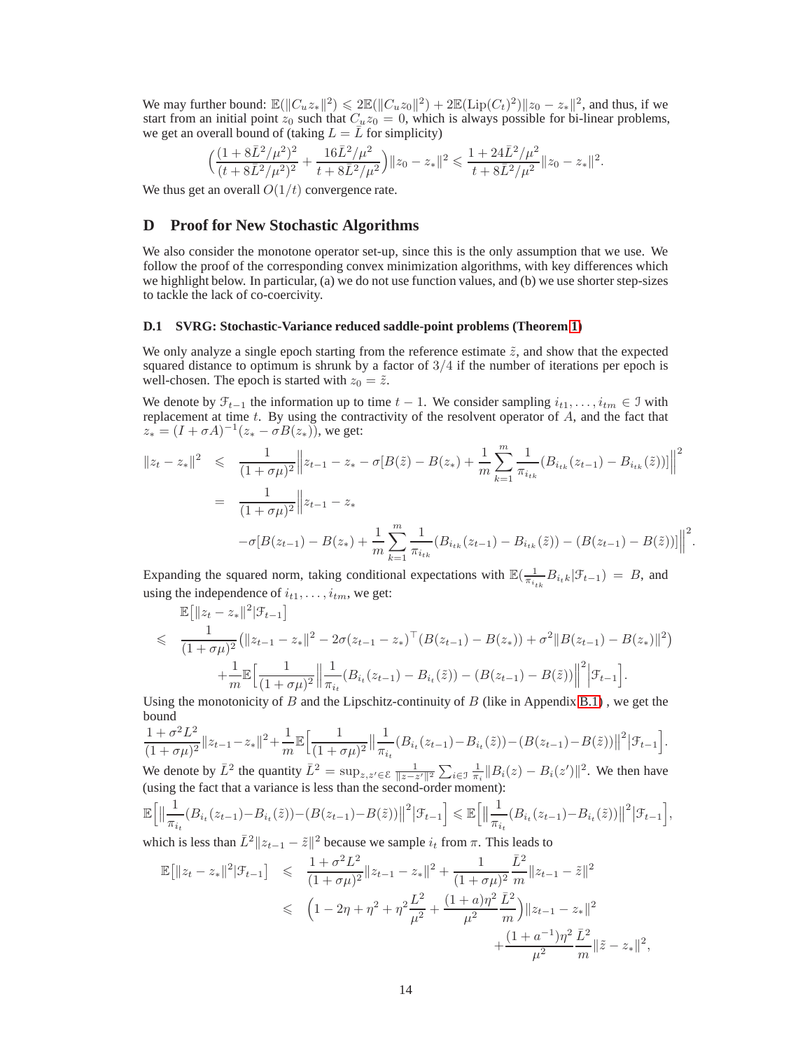We may further bound: $\mathbb{E}(\|C_u z_*\|^2) \leqslant 2\mathbb{E}(\|C_u z_0\|^2) + 2\mathbb{E}(\text{Lip}(C_t)^2)\|z_0 - z_*\|^2$, and thus, if we start from an initial point $z_0$ such that $C_u z_0 = 0$, which is always possible for bi-linear problems, we get an overall bound of (taking $L = \bar{L}$ for simplicity)

$$\Big(\frac{(1+8\bar{L}^2/\mu^2)^2}{(t+8\bar{L}^2/\mu^2)^2} + \frac{16\bar{L}^2/\mu^2}{t+8\bar{L}^2/\mu^2}\Big)\|z_0 - z_*\|^2 \leqslant \frac{1+24\bar{L}^2/\mu^2}{t+8\bar{L}^2/\mu^2}\|z_0 - z_*\|^2.$$

We thus get an overall $O(1/t)$ convergence rate.

## D Proof for New Stochastic Algorithms

We also consider the monotone operator set-up, since this is the only assumption that we use. We follow the proof of the corresponding convex minimization algorithms, with key differences which we highlight below. In particular, (a) we do not use function values, and (b) we use shorter step-sizes to tackle the lack of co-coercivity.

### D.1 SVRG: Stochastic-Variance reduced saddle-point problems (Theorem 1)

We only analyze a single epoch starting from the reference estimate $\tilde{z}$, and show that the expected squared distance to optimum is shrunk by a factor of $3/4$ if the number of iterations per epoch is well-chosen. The epoch is started with $z_0 = \tilde{z}$.

We denote by $\mathcal{F}_{t-1}$ the information up to time $t-1$. We consider sampling $i_{t1}, \dots, i_{tm} \in \mathcal{I}$ with replacement at time $t$. By using the contractivity of the resolvent operator of $A$, and the fact that $z_* = (I + \sigma A)^{-1}(z_* - \sigma B(z_*))$, we get:

$$\begin{aligned}
\|z_t - z_*\|^2 &\leqslant \frac{1}{(1+\sigma\mu)^2}\Big\|z_{t-1} - z_* - \sigma[B(\tilde{z}) - B(z_*) + \frac{1}{m}\sum_{k=1}^m \frac{1}{\pi_{i_{tk}}}(B_{i_{tk}}(z_{t-1}) - B_{i_{tk}}(\tilde{z}))]\Big\|^2 \\
&= \frac{1}{(1+\sigma\mu)^2}\Big\|z_{t-1} - z_* \\
&\quad -\sigma[B(z_{t-1}) - B(z_*) + \frac{1}{m}\sum_{k=1}^m \frac{1}{\pi_{i_{tk}}}(B_{i_{tk}}(z_{t-1}) - B_{i_{tk}}(\tilde{z})) - (B(z_{t-1}) - B(\tilde{z}))]\Big\|^2.
\end{aligned}$$

Expanding the squared norm, taking conditional expectations with $\mathbb{E}(\frac{1}{\pi_{i_{tk}}}B_{i_t k}|\mathcal{F}_{t-1}) = B$, and using the independence of $i_{t1}, \dots, i_{tm}$, we get:

$$\begin{aligned}
&\mathbb{E}\big[\|z_t - z_*\|^2|\mathcal{F}_{t-1}\big] \\
\leqslant\ & \frac{1}{(1+\sigma\mu)^2}\big(\|z_{t-1} - z_*\|^2 - 2\sigma(z_{t-1} - z_*)^\top(B(z_{t-1}) - B(z_*)) + \sigma^2\|B(z_{t-1}) - B(z_*)\|^2\big) \\
&+\frac{1}{m}\mathbb{E}\Big[\frac{1}{(1+\sigma\mu)^2}\Big\|\frac{1}{\pi_{i_t}}(B_{i_t}(z_{t-1}) - B_{i_t}(\tilde{z})) - (B(z_{t-1}) - B(\tilde{z}))\Big\|^2\Big|\mathcal{F}_{t-1}\Big].
\end{aligned}$$

Using the monotonicity of $B$ and the Lipschitz-continuity of $B$ (like in Appendix B.1) , we get the bound

$$\frac{1+\sigma^2L^2}{(1+\sigma\mu)^2}\|z_{t-1} - z_*\|^2 + \frac{1}{m}\mathbb{E}\Big[\frac{1}{(1+\sigma\mu)^2}\Big\|\frac{1}{\pi_{i_t}}(B_{i_t}(z_{t-1}) - B_{i_t}(\tilde{z})) - (B(z_{t-1}) - B(\tilde{z}))\Big\|^2\Big|\mathcal{F}_{t-1}\Big].$$

We denote by $\bar{L}^2$ the quantity $\bar{L}^2 = \sup_{z,z' \in \mathcal{E}} \frac{1}{\|z-z'\|^2}\sum_{i\in\mathcal{I}}\frac{1}{\pi_i}\|B_i(z) - B_i(z')\|^2$. We then have (using the fact that a variance is less than the second-order moment):

$$\mathbb{E}\Big[\Big\|\frac{1}{\pi_{i_t}}(B_{i_t}(z_{t-1}) - B_{i_t}(\tilde{z})) - (B(z_{t-1}) - B(\tilde{z}))\Big\|^2\Big|\mathcal{F}_{t-1}\Big] \leqslant \mathbb{E}\Big[\Big\|\frac{1}{\pi_{i_t}}(B_{i_t}(z_{t-1}) - B_{i_t}(\tilde{z}))\Big\|^2\Big|\mathcal{F}_{t-1}\Big],$$

which is less than $\bar{L}^2\|z_{t-1} - \tilde{z}\|^2$ because we sample $i_t$ from $\pi$. This leads to

$$\begin{aligned}
\mathbb{E}\big[\|z_t - z_*\|^2|\mathcal{F}_{t-1}\big] &\leqslant \frac{1+\sigma^2L^2}{(1+\sigma\mu)^2}\|z_{t-1} - z_*\|^2 + \frac{1}{(1+\sigma\mu)^2}\frac{\bar{L}^2}{m}\|z_{t-1} - \tilde{z}\|^2 \\
&\leqslant \Big(1 - 2\eta + \eta^2 + \eta^2\frac{L^2}{\mu^2} + \frac{(1+a)\eta^2}{\mu^2}\frac{\bar{L}^2}{m}\Big)\|z_{t-1} - z_*\|^2 \\
&\quad + \frac{(1+a^{-1})\eta^2}{\mu^2}\frac{\bar{L}^2}{m}\|\tilde{z} - z_*\|^2,
\end{aligned}$$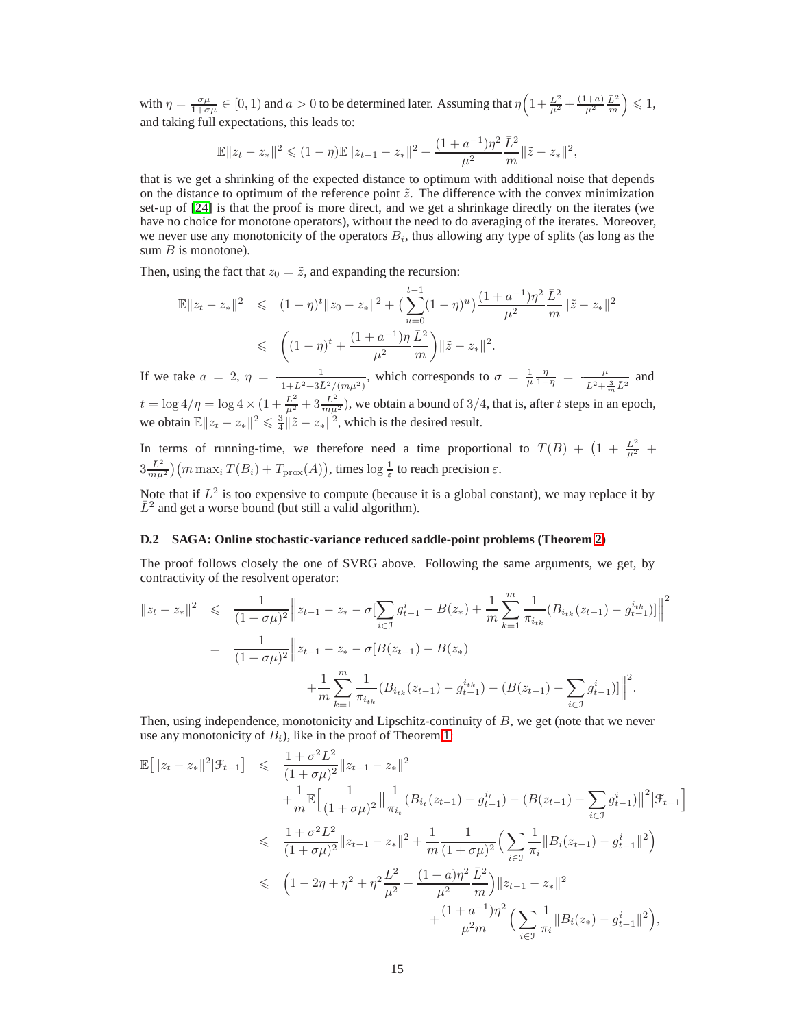with $\eta = \frac{\sigma\mu}{1+\sigma\mu} \in [0,1)$ and $a > 0$ to be determined later. Assuming that $\eta\Big(1 + \frac{L^2}{\mu^2} + \frac{(1+a)}{\mu^2}\frac{\bar{L}^2}{m}\Big) \leqslant 1$, and taking full expectations, this leads to:

$$\mathbb{E}\|z_t - z_*\|^2 \leqslant (1-\eta)\mathbb{E}\|z_{t-1} - z_*\|^2 + \frac{(1+a^{-1})\eta^2}{\mu^2}\frac{\bar{L}^2}{m}\|\tilde{z} - z_*\|^2,$$

that is we get a shrinking of the expected distance to optimum with additional noise that depends on the distance to optimum of the reference point $\tilde{z}$. The difference with the convex minimization set-up of [24] is that the proof is more direct, and we get a shrinkage directly on the iterates (we have no choice for monotone operators), without the need to do averaging of the iterates. Moreover, we never use any monotonicity of the operators $B_i$, thus allowing any type of splits (as long as the sum $B$ is monotone).

Then, using the fact that $z_0 = \tilde{z}$, and expanding the recursion:

$$\begin{aligned}
\mathbb{E}\|z_t - z_*\|^2 &\leqslant (1-\eta)^t\|z_0 - z_*\|^2 + \big(\sum_{u=0}^{t-1}(1-\eta)^u\big)\frac{(1+a^{-1})\eta^2}{\mu^2}\frac{\bar{L}^2}{m}\|\tilde{z} - z_*\|^2 \\
&\leqslant \bigg((1-\eta)^t + \frac{(1+a^{-1})\eta}{\mu^2}\frac{\bar{L}^2}{m}\bigg)\|\tilde{z} - z_*\|^2.
\end{aligned}$$

If we take $a = 2$, $\eta = \frac{1}{1+L^2+3\bar{L}^2/(m\mu^2)}$, which corresponds to $\sigma = \frac{1}{\mu}\frac{\eta}{1-\eta} = \frac{\mu}{L^2+\frac{3}{m}\bar{L}^2}$ and $t = \log 4/\eta = \log 4 \times (1 + \frac{L^2}{\mu^2} + 3\frac{\bar{L}^2}{m\mu^2})$, we obtain a bound of $3/4$, that is, after $t$ steps in an epoch, we obtain $\mathbb{E}\|z_t - z_*\|^2 \leqslant \frac{3}{4}\|\tilde{z} - z_*\|^2$, which is the desired result.

In terms of running-time, we therefore need a time proportional to $T(B) + \big(1 + \frac{L^2}{\mu^2} + 3\frac{\bar{L}^2}{m\mu^2}\big)\big(m \max_i T(B_i) + T_{\text{prox}}(A)\big)$, times $\log\frac{1}{\varepsilon}$ to reach precision $\varepsilon$.

Note that if $L^2$ is too expensive to compute (because it is a global constant), we may replace it by $\bar{L}^2$ and get a worse bound (but still a valid algorithm).

### D.2 SAGA: Online stochastic-variance reduced saddle-point problems (Theorem 2)

The proof follows closely the one of SVRG above. Following the same arguments, we get, by contractivity of the resolvent operator:

$$\begin{aligned}
\|z_t - z_*\|^2 &\leqslant \frac{1}{(1+\sigma\mu)^2}\Big\|z_{t-1} - z_* - \sigma\Big[\sum_{i\in\mathcal{J}} g_{t-1}^i - B(z_*) + \frac{1}{m}\sum_{k=1}^m \frac{1}{\pi_{i_{tk}}}(B_{i_{tk}}(z_{t-1}) - g_{t-1}^{i_{tk}})\Big]\Big\|^2 \\
&= \frac{1}{(1+\sigma\mu)^2}\Big\|z_{t-1} - z_* - \sigma[B(z_{t-1}) - B(z_*) \\
&\qquad + \frac{1}{m}\sum_{k=1}^m \frac{1}{\pi_{i_{tk}}}(B_{i_{tk}}(z_{t-1}) - g_{t-1}^{i_{tk}}) - (B(z_{t-1}) - \sum_{i\in\mathcal{J}} g_{t-1}^i)]\Big\|^2.
\end{aligned}$$

Then, using independence, monotonicity and Lipschitz-continuity of $B$, we get (note that we never use any monotonicity of $B_i$), like in the proof of Theorem 1:

$$\begin{aligned}
\mathbb{E}\big[\|z_t - z_*\|^2|\mathcal{F}_{t-1}\big] &\leqslant \frac{1+\sigma^2L^2}{(1+\sigma\mu)^2}\|z_{t-1} - z_*\|^2 \\
&\quad + \frac{1}{m}\mathbb{E}\Big[\frac{1}{(1+\sigma\mu)^2}\Big\|\frac{1}{\pi_{i_t}}(B_{i_t}(z_{t-1}) - g_{t-1}^{i_t}) - (B(z_{t-1}) - \sum_{i\in\mathcal{J}} g_{t-1}^i)\Big\|^2\Big|\mathcal{F}_{t-1}\Big] \\
&\leqslant \frac{1+\sigma^2L^2}{(1+\sigma\mu)^2}\|z_{t-1} - z_*\|^2 + \frac{1}{m}\frac{1}{(1+\sigma\mu)^2}\Big(\sum_{i\in\mathcal{J}}\frac{1}{\pi_i}\|B_i(z_{t-1}) - g_{t-1}^i\|^2\Big) \\
&\leqslant \Big(1 - 2\eta + \eta^2 + \eta^2\frac{L^2}{\mu^2} + \frac{(1+a)\eta^2}{\mu^2}\frac{\bar{L}^2}{m}\Big)\|z_{t-1} - z_*\|^2 \\
&\qquad + \frac{(1+a^{-1})\eta^2}{\mu^2 m}\Big(\sum_{i\in\mathcal{J}}\frac{1}{\pi_i}\|B_i(z_*) - g_{t-1}^i\|^2\Big),
\end{aligned}$$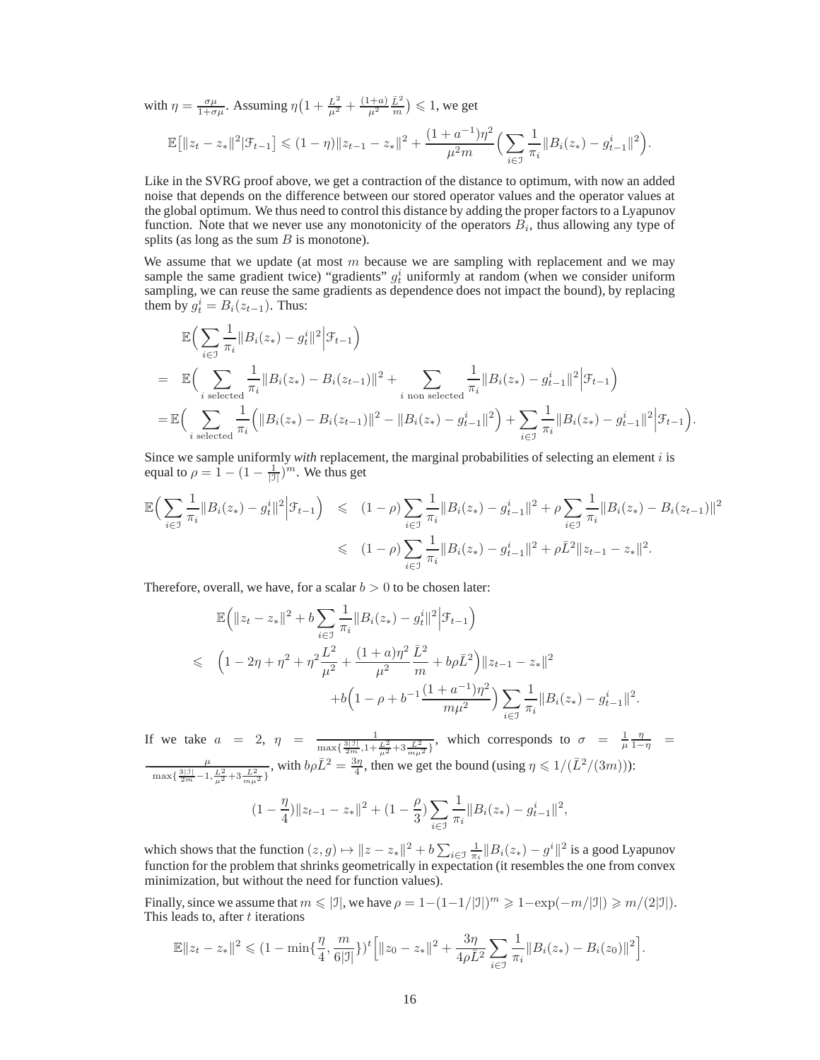with $\eta = \frac{\sigma\mu}{1+\sigma\mu}$. Assuming $\eta\big(1 + \frac{L^2}{\mu^2} + \frac{(1+a)}{\mu^2}\frac{\bar{L}^2}{m}\big) \leqslant 1$, we get

$$\mathbb{E}\big[\|z_t - z_*\|^2 | \mathcal{F}_{t-1}\big] \leqslant (1-\eta)\|z_{t-1} - z_*\|^2 + \frac{(1+a^{-1})\eta^2}{\mu^2 m}\Big(\sum_{i \in \mathcal{I}} \frac{1}{\pi_i}\|B_i(z_*) - g^i_{t-1}\|^2\Big).$$

Like in the SVRG proof above, we get a contraction of the distance to optimum, with now an added noise that depends on the difference between our stored operator values and the operator values at the global optimum. We thus need to control this distance by adding the proper factors to a Lyapunov function. Note that we never use any monotonicity of the operators $B_i$, thus allowing any type of splits (as long as the sum $B$ is monotone).

We assume that we update (at most $m$ because we are sampling with replacement and we may sample the same gradient twice) "gradients" $g^i_t$ uniformly at random (when we consider uniform sampling, we can reuse the same gradients as dependence does not impact the bound), by replacing them by $g^i_t = B_i(z_{t-1})$. Thus:

$$\begin{aligned}
& \mathbb{E}\Big(\sum_{i \in \mathcal{I}} \frac{1}{\pi_i}\|B_i(z_*) - g^i_t\|^2 \Big| \mathcal{F}_{t-1}\Big) \\
= \;& \mathbb{E}\Big(\sum_{i \text{ selected}} \frac{1}{\pi_i}\|B_i(z_*) - B_i(z_{t-1})\|^2 + \sum_{i \text{ non selected}} \frac{1}{\pi_i}\|B_i(z_*) - g^i_{t-1}\|^2 \Big| \mathcal{F}_{t-1}\Big) \\
= \;& \mathbb{E}\Big(\sum_{i \text{ selected}} \frac{1}{\pi_i}\Big(\|B_i(z_*) - B_i(z_{t-1})\|^2 - \|B_i(z_*) - g^i_{t-1}\|^2\Big) + \sum_{i \in \mathcal{I}} \frac{1}{\pi_i}\|B_i(z_*) - g^i_{t-1}\|^2 \Big| \mathcal{F}_{t-1}\Big).
\end{aligned}$$

Since we sample uniformly *with* replacement, the marginal probabilities of selecting an element $i$ is equal to $\rho = 1 - (1 - \frac{1}{|\mathcal{I}|})^m$. We thus get

$$\begin{aligned}
\mathbb{E}\Big(\sum_{i \in \mathcal{I}} \frac{1}{\pi_i}\|B_i(z_*) - g^i_t\|^2 \Big| \mathcal{F}_{t-1}\Big) &\leqslant (1-\rho)\sum_{i \in \mathcal{I}} \frac{1}{\pi_i}\|B_i(z_*) - g^i_{t-1}\|^2 + \rho \sum_{i \in \mathcal{I}} \frac{1}{\pi_i}\|B_i(z_*) - B_i(z_{t-1})\|^2 \\
&\leqslant (1-\rho)\sum_{i \in \mathcal{I}} \frac{1}{\pi_i}\|B_i(z_*) - g^i_{t-1}\|^2 + \rho \bar{L}^2\|z_{t-1} - z_*\|^2.
\end{aligned}$$

Therefore, overall, we have, for a scalar $b > 0$ to be chosen later:

$$\begin{aligned}
& \mathbb{E}\Big(\|z_t - z_*\|^2 + b\sum_{i \in \mathcal{I}} \frac{1}{\pi_i}\|B_i(z_*) - g^i_t\|^2 \Big| \mathcal{F}_{t-1}\Big) \\
\leqslant \;& \Big(1 - 2\eta + \eta^2 + \eta^2\frac{L^2}{\mu^2} + \frac{(1+a)\eta^2}{\mu^2}\frac{\bar{L}^2}{m} + b\rho\bar{L}^2\Big)\|z_{t-1} - z_*\|^2 \\
& \quad + b\Big(1 - \rho + b^{-1}\frac{(1+a^{-1})\eta^2}{m\mu^2}\Big)\sum_{i \in \mathcal{I}} \frac{1}{\pi_i}\|B_i(z_*) - g^i_{t-1}\|^2.
\end{aligned}$$

If we take $a = 2$, $\eta = \frac{1}{\max\{\frac{3|\mathcal{I}|}{2m}, 1 + \frac{L^2}{\mu^2} + 3\frac{\bar{L}^2}{m\mu^2}\}}$, which corresponds to $\sigma = \frac{1}{\mu}\frac{\eta}{1-\eta} = \frac{\mu}{\max\{\frac{3|\mathcal{I}|}{2m} - 1, \frac{L^2}{\mu^2} + 3\frac{\bar{L}^2}{m\mu^2}\}}$, with $b\rho\bar{L}^2 = \frac{3\eta}{4}$, then we get the bound (using $\eta \leqslant 1/(\bar{L}^2/(3m))$):

$$(1 - \frac{\eta}{4})\|z_{t-1} - z_*\|^2 + (1 - \frac{\rho}{3})\sum_{i \in \mathcal{I}} \frac{1}{\pi_i}\|B_i(z_*) - g^i_{t-1}\|^2,$$

which shows that the function $(z, g) \mapsto \|z - z_*\|^2 + b\sum_{i \in \mathcal{I}} \frac{1}{\pi_i}\|B_i(z_*) - g^i\|^2$ is a good Lyapunov function for the problem that shrinks geometrically in expectation (it resembles the one from convex minimization, but without the need for function values).

Finally, since we assume that $m \leqslant |\mathcal{I}|$, we have $\rho = 1 - (1 - 1/|\mathcal{I}|)^m \geqslant 1 - \exp(-m/|\mathcal{I}|) \geqslant m/(2|\mathcal{I}|)$. This leads to, after $t$ iterations

$$\mathbb{E}\|z_t - z_*\|^2 \leqslant (1 - \min\{\frac{\eta}{4}, \frac{m}{6|\mathcal{I}|}\})^t\Big[\|z_0 - z_*\|^2 + \frac{3\eta}{4\rho\bar{L}^2}\sum_{i \in \mathcal{I}} \frac{1}{\pi_i}\|B_i(z_*) - B_i(z_0)\|^2\Big].$$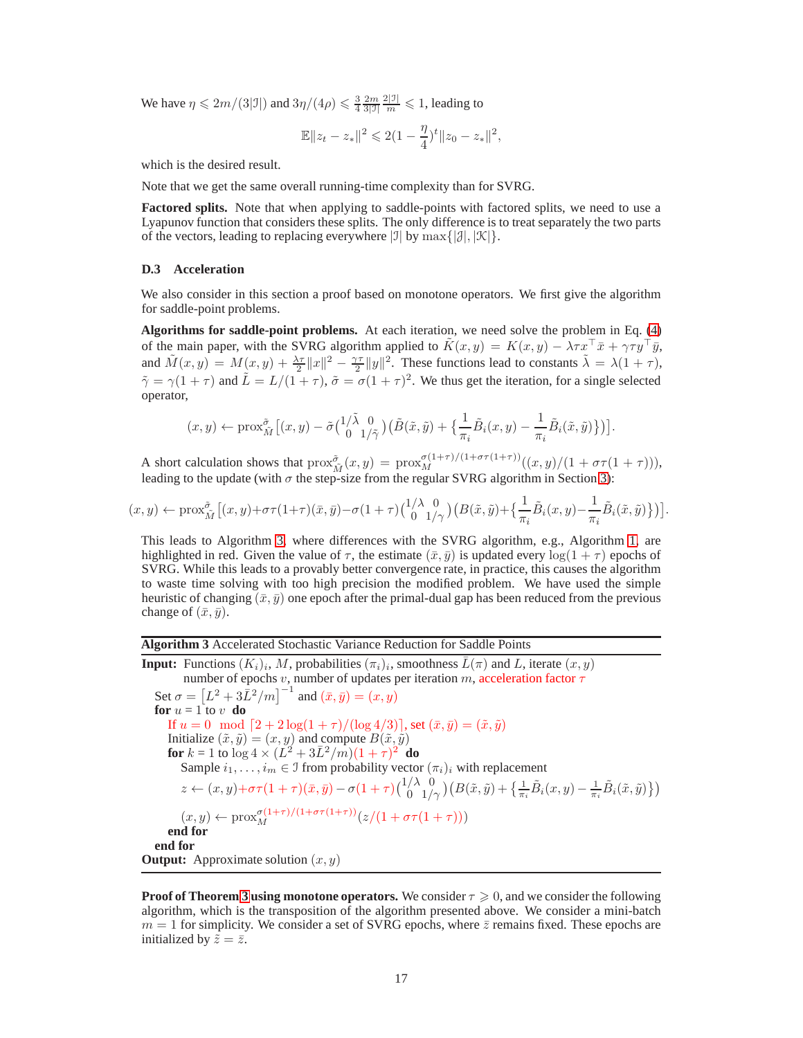We have $\eta \leqslant 2m/(3|\mathcal{I}|)$ and $3\eta/(4\rho) \leqslant \frac{3}{4}\frac{2m}{3|\mathcal{I}|}\frac{2|\mathcal{I}|}{m} \leqslant 1$, leading to

$$\mathbb{E}\|z_t - z_*\|^2 \leqslant 2(1 - \frac{\eta}{4})^t \|z_0 - z_*\|^2,$$

which is the desired result.

Note that we get the same overall running-time complexity than for SVRG.

**Factored splits.** Note that when applying to saddle-points with factored splits, we need to use a Lyapunov function that considers these splits. The only difference is to treat separately the two parts of the vectors, leading to replacing everywhere $|\mathcal{I}|$ by $\max\{|\mathcal{J}|, |\mathcal{K}|\}$.

### D.3 Acceleration

We also consider in this section a proof based on monotone operators. We first give the algorithm for saddle-point problems.

**Algorithms for saddle-point problems.** At each iteration, we need solve the problem in Eq. (4) of the main paper, with the SVRG algorithm applied to $\tilde{K}(x,y) = K(x,y) - \lambda\tau x^\top \bar{x} + \gamma\tau y^\top \bar{y}$, and $\tilde{M}(x,y) = M(x,y) + \frac{\lambda\tau}{2}\|x\|^2 - \frac{\gamma\tau}{2}\|y\|^2$. These functions lead to constants $\tilde{\lambda} = \lambda(1+\tau)$, $\tilde{\gamma} = \gamma(1+\tau)$ and $\tilde{L} = L/(1+\tau)$, $\tilde{\sigma} = \sigma(1+\tau)^2$. We thus get the iteration, for a single selected operator,

$$(x,y) \leftarrow \text{prox}^{\tilde{\sigma}}_{\tilde{M}}\big[(x,y) - \tilde{\sigma}\begin{pmatrix} 1/\tilde{\lambda} & 0 \\ 0 & 1/\tilde{\gamma}\end{pmatrix}\big(\tilde{B}(\tilde{x},\tilde{y}) + \big\{\frac{1}{\pi_i}\tilde{B}_i(x,y) - \frac{1}{\pi_i}\tilde{B}_i(\tilde{x},\tilde{y})\big\}\big)\big].$$

A short calculation shows that $\text{prox}^{\tilde{\sigma}}_{\tilde{M}}(x,y) = \text{prox}^{\sigma(1+\tau)/(1+\sigma\tau(1+\tau))}_{M}((x,y)/(1+\sigma\tau(1+\tau)))$, leading to the update (with $\sigma$ the step-size from the regular SVRG algorithm in Section 3):

$$(x,y) \leftarrow \text{prox}^{\tilde{\sigma}}_{\tilde{M}}\big[(x,y) + \sigma\tau(1+\tau)(\bar{x},\bar{y}) - \sigma(1+\tau)\begin{pmatrix} 1/\lambda & 0 \\ 0 & 1/\gamma\end{pmatrix}\big(B(\tilde{x},\tilde{y}) + \big\{\frac{1}{\pi_i}\tilde{B}_i(x,y) - \frac{1}{\pi_i}\tilde{B}_i(\tilde{x},\tilde{y})\big\}\big)\big].$$

This leads to Algorithm 3, where differences with the SVRG algorithm, e.g., Algorithm 1, are highlighted in red. Given the value of $\tau$, the estimate $(\bar{x},\bar{y})$ is updated every $\log(1+\tau)$ epochs of SVRG. While this leads to a provably better convergence rate, in practice, this causes the algorithm to waste time solving with too high precision the modified problem. We have used the simple heuristic of changing $(\bar{x},\bar{y})$ one epoch after the primal-dual gap has been reduced from the previous change of $(\bar{x},\bar{y})$.

---

**Algorithm 3** Accelerated Stochastic Variance Reduction for Saddle Points

---

**Input:** Functions $(K_i)_i$, $M$, probabilities $(\pi_i)_i$, smoothness $\bar{L}(\pi)$ and $L$, iterate $(x,y)$
  number of epochs $v$, number of updates per iteration $m$, acceleration factor $\tau$

Set $\sigma = \big[L^2 + 3\bar{L}^2/m\big]^{-1}$ and $(\bar{x},\bar{y}) = (x,y)$

**for** $u = 1$ to $v$ **do**

  If $u = 0 \mod \lceil 2 + 2\log(1+\tau)/(\log 4/3)\rceil$, set $(\bar{x},\bar{y}) = (\tilde{x},\tilde{y})$

  Initialize $(\tilde{x},\tilde{y}) = (x,y)$ and compute $B(\tilde{x},\tilde{y})$

  **for** $k = 1$ to $\log 4 \times (L^2 + 3\bar{L}^2/m)(1+\tau)^2$ **do**

    Sample $i_1,\dots,i_m \in \mathcal{I}$ from probability vector $(\pi_i)_i$ with replacement

    $z \leftarrow (x,y) + \sigma\tau(1+\tau)(\bar{x},\bar{y}) - \sigma(1+\tau)\begin{pmatrix} 1/\lambda & 0 \\ 0 & 1/\gamma\end{pmatrix}\big(B(\tilde{x},\tilde{y}) + \big\{\frac{1}{\pi_i}\tilde{B}_i(x,y) - \frac{1}{\pi_i}\tilde{B}_i(\tilde{x},\tilde{y})\big\}\big)$

    $(x,y) \leftarrow \text{prox}^{\sigma(1+\tau)/(1+\sigma\tau(1+\tau))}_{M}(z/(1+\sigma\tau(1+\tau)))$

  **end for**

**end for**

**Output:** Approximate solution $(x,y)$

---

**Proof of Theorem 3 using monotone operators.** We consider $\tau \geqslant 0$, and we consider the following algorithm, which is the transposition of the algorithm presented above. We consider a mini-batch $m = 1$ for simplicity. We consider a set of SVRG epochs, where $\bar{z}$ remains fixed. These epochs are initialized by $\tilde{z} = \bar{z}$.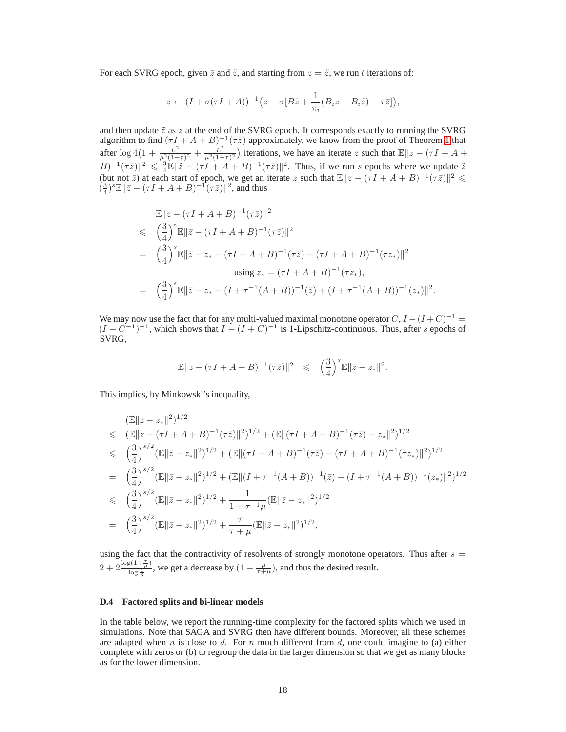For each SVRG epoch, given $\bar{z}$ and $\tilde{z}$, and starting from $z = \tilde{z}$, we run $t$ iterations of:

$$z \leftarrow (I + \sigma(\tau I + A))^{-1}\big(z - \sigma[B\tilde{z} + \frac{1}{\pi_i}(B_i z - B_i \tilde{z}) - \tau \bar{z}]\big),$$

and then update $\tilde{z}$ as $z$ at the end of the SVRG epoch. It corresponds exactly to running the SVRG algorithm to find $(\tau I + A + B)^{-1}(\tau \bar{z})$ approximately, we know from the proof of Theorem 1 that after $\log 4\big(1 + \frac{L^2}{\mu^2(1+\tau)^2} + \frac{L^2}{\mu^2(1+\tau)^2}\big)$ iterations, we have an iterate $z$ such that $\mathbb{E}\|z - (\tau I + A + B)^{-1}(\tau\bar{z})\|^2 \leqslant \frac{3}{4}\mathbb{E}\|\tilde{z} - (\tau I + A + B)^{-1}(\tau \bar{z})\|^2$. Thus, if we run $s$ epochs where we update $\tilde{z}$ (but not $\bar{z}$) at each start of epoch, we get an iterate $z$ such that $\mathbb{E}\|z - (\tau I + A + B)^{-1}(\tau\bar{z})\|^2 \leqslant (\frac{3}{4})^s \mathbb{E}\|\bar{z} - (\tau I + A + B)^{-1}(\tau \bar{z})\|^2$, and thus

$$
\begin{aligned}
& \mathbb{E}\|z - (\tau I + A + B)^{-1}(\tau\bar{z})\|^2 \\
\leqslant\; & \Big(\frac{3}{4}\Big)^s \mathbb{E}\|\bar{z} - (\tau I + A + B)^{-1}(\tau\bar{z})\|^2 \\
=\; & \Big(\frac{3}{4}\Big)^s \mathbb{E}\|\bar{z} - z_* - (\tau I + A + B)^{-1}(\tau\bar{z}) + (\tau I + A + B)^{-1}(\tau z_*)\|^2 \\
& \qquad \text{using } z_* = (\tau I + A + B)^{-1}(\tau z_*), \\
=\; & \Big(\frac{3}{4}\Big)^s \mathbb{E}\|\bar{z} - z_* - (I + \tau^{-1}(A+B))^{-1}(\bar{z}) + (I + \tau^{-1}(A+B))^{-1}(z_*)\|^2.
\end{aligned}
$$

We may now use the fact that for any multi-valued maximal monotone operator $C$, $I - (I + C)^{-1} = (I + C^{-1})^{-1}$, which shows that $I - (I+C)^{-1}$ is 1-Lipschitz-continuous. Thus, after $s$ epochs of SVRG,

$$\mathbb{E}\|z - (\tau I + A + B)^{-1}(\tau\bar{z})\|^2 \;\leqslant\; \Big(\frac{3}{4}\Big)^s \mathbb{E}\|\bar{z} - z_*\|^2.$$

This implies, by Minkowski's inequality,

$$
\begin{aligned}
& (\mathbb{E}\|z - z_*\|^2)^{1/2} \\
\leqslant\; & (\mathbb{E}\|z - (\tau I + A + B)^{-1}(\tau\bar{z})\|^2)^{1/2} + (\mathbb{E}\|(\tau I + A + B)^{-1}(\tau\bar{z}) - z_*\|^2)^{1/2} \\
\leqslant\; & \Big(\frac{3}{4}\Big)^{s/2} (\mathbb{E}\|\bar{z} - z_*\|^2)^{1/2} + (\mathbb{E}\|(\tau I + A + B)^{-1}(\tau\bar{z}) - (\tau I + A + B)^{-1}(\tau z_*)\|^2)^{1/2} \\
=\; & \Big(\frac{3}{4}\Big)^{s/2} (\mathbb{E}\|\bar{z} - z_*\|^2)^{1/2} + (\mathbb{E}\|(I + \tau^{-1}(A+B))^{-1}(\bar{z}) - (I + \tau^{-1}(A+B))^{-1}(z_*)\|^2)^{1/2} \\
\leqslant\; & \Big(\frac{3}{4}\Big)^{s/2} (\mathbb{E}\|\bar{z} - z_*\|^2)^{1/2} + \frac{1}{1 + \tau^{-1}\mu}(\mathbb{E}\|\bar{z} - z_*\|^2)^{1/2} \\
=\; & \Big(\frac{3}{4}\Big)^{s/2} (\mathbb{E}\|\bar{z} - z_*\|^2)^{1/2} + \frac{\tau}{\tau + \mu}(\mathbb{E}\|\bar{z} - z_*\|^2)^{1/2},
\end{aligned}
$$

using the fact that the contractivity of resolvents of strongly monotone operators. Thus after $s = 2 + 2\frac{\log(1+\frac{\tau}{\mu})}{\log\frac{4}{3}}$, we get a decrease by $(1 - \frac{\mu}{\tau+\mu})$, and thus the desired result.

### D.4 Factored splits and bi-linear models

In the table below, we report the running-time complexity for the factored splits which we used in simulations. Note that SAGA and SVRG then have different bounds. Moreover, all these schemes are adapted when $n$ is close to $d$. For $n$ much different from $d$, one could imagine to (a) either complete with zeros or (b) to regroup the data in the larger dimension so that we get as many blocks as for the lower dimension.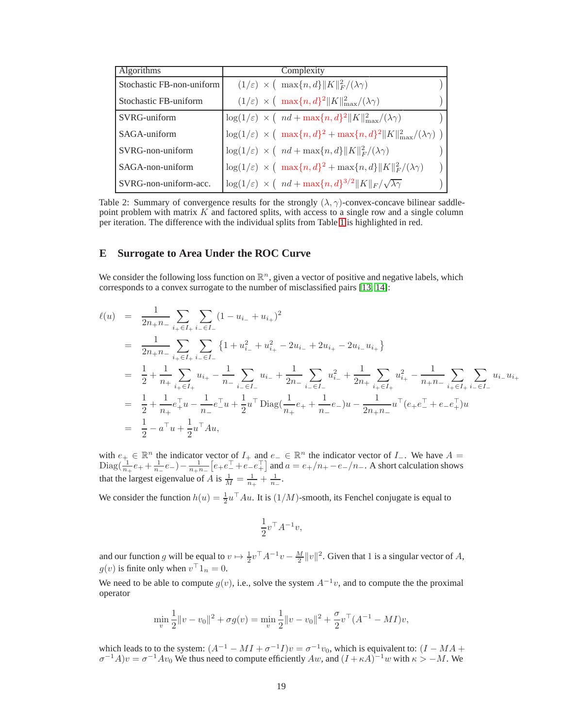| Algorithms | Complexity |
|---|---|
| Stochastic FB-non-uniform | $(1/\varepsilon) \times \big( \max\{n,d\}\|K\|_F^2/(\lambda\gamma) \big)$ |
| Stochastic FB-uniform | $(1/\varepsilon) \times \big( \max\{n,d\}^2\|K\|_{\max}^2/(\lambda\gamma) \big)$ |
| SVRG-uniform | $\log(1/\varepsilon) \times \big( nd + \max\{n,d\}^2\|K\|_{\max}^2/(\lambda\gamma) \big)$ |
| SAGA-uniform | $\log(1/\varepsilon) \times \big( \max\{n,d\}^2 + \max\{n,d\}^2\|K\|_{\max}^2/(\lambda\gamma) \big)$ |
| SVRG-non-uniform | $\log(1/\varepsilon) \times \big( nd + \max\{n,d\}\|K\|_F^2/(\lambda\gamma) \big)$ |
| SAGA-non-uniform | $\log(1/\varepsilon) \times \big( \max\{n,d\}^2 + \max\{n,d\}\|K\|_F^2/(\lambda\gamma) \big)$ |
| SVRG-non-uniform-acc. | $\log(1/\varepsilon) \times \big( nd + \max\{n,d\}^{3/2}\|K\|_F/\sqrt{\lambda\gamma} \big)$ |

Table 2: Summary of convergence results for the strongly $(\lambda,\gamma)$-convex-concave bilinear saddle-point problem with matrix $K$ and factored splits, with access to a single row and a single column per iteration. The difference with the individual splits from Table 1 is highlighted in red.

## E Surrogate to Area Under the ROC Curve

We consider the following loss function on $\mathbb{R}^n$, given a vector of positive and negative labels, which corresponds to a convex surrogate to the number of misclassified pairs [13, 14]:

$$
\begin{aligned}
\ell(u) &= \frac{1}{2n_+n_-}\sum_{i_+\in I_+}\sum_{i_-\in I_-}(1-u_{i_-}+u_{i_+})^2 \\
&= \frac{1}{2n_+n_-}\sum_{i_+\in I_+}\sum_{i_-\in I_-}\big\{1+u_{i_-}^2+u_{i_+}^2-2u_{i_-}+2u_{i_+}-2u_{i_-}u_{i_+}\big\} \\
&= \frac{1}{2}+\frac{1}{n_+}\sum_{i_+\in I_+}u_{i_+}-\frac{1}{n_-}\sum_{i_-\in I_-}u_{i_-}+\frac{1}{2n_-}\sum_{i_-\in I_-}u_{i_-}^2+\frac{1}{2n_+}\sum_{i_+\in I_+}u_{i_+}^2-\frac{1}{n_+n_-}\sum_{i_+\in I_+}\sum_{i_-\in I_-}u_{i_-}u_{i_+} \\
&= \frac{1}{2}+\frac{1}{n_+}e_+^\top u-\frac{1}{n_-}e_-^\top u+\frac{1}{2}u^\top \mathrm{Diag}\Big(\frac{1}{n_+}e_++\frac{1}{n_-}e_-\Big)u-\frac{1}{2n_+n_-}u^\top(e_+e_-^\top+e_-e_+^\top)u \\
&= \frac{1}{2}-a^\top u+\frac{1}{2}u^\top A u,
\end{aligned}
$$

with $e_+\in\mathbb{R}^n$ the indicator vector of $I_+$ and $e_-\in\mathbb{R}^n$ the indicator vector of $I_-$. We have $A = \mathrm{Diag}(\frac{1}{n_+}e_++\frac{1}{n_-}e_-)-\frac{1}{n_+n_-}[e_+e_-^\top+e_-e_+^\top]$ and $a = e_+/n_+-e_-/n_-$. A short calculation shows that the largest eigenvalue of $A$ is $\frac{1}{M}=\frac{1}{n_+}+\frac{1}{n_-}$.

We consider the function $h(u)=\frac{1}{2}u^\top A u$. It is $(1/M)$-smooth, its Fenchel conjugate is equal to

$$\frac{1}{2}v^\top A^{-1}v,$$

and our function $g$ will be equal to $v\mapsto \frac{1}{2}v^\top A^{-1}v-\frac{M}{2}\|v\|^2$. Given that $1$ is a singular vector of $A$, $g(v)$ is finite only when $v^\top 1_n=0$.

We need to be able to compute $g(v)$, i.e., solve the system $A^{-1}v$, and to compute the the proximal operator

$$\min_v \frac{1}{2}\|v-v_0\|^2+\sigma g(v)=\min_v \frac{1}{2}\|v-v_0\|^2+\frac{\sigma}{2}v^\top(A^{-1}-MI)v,$$

which leads to to the system: $(A^{-1}-MI+\sigma^{-1}I)v=\sigma^{-1}v_0$, which is equivalent to: $(I-MA+\sigma^{-1}A)v=\sigma^{-1}Av_0$ We thus need to compute efficiently $Aw$, and $(I+\kappa A)^{-1}w$ with $\kappa>-M$. We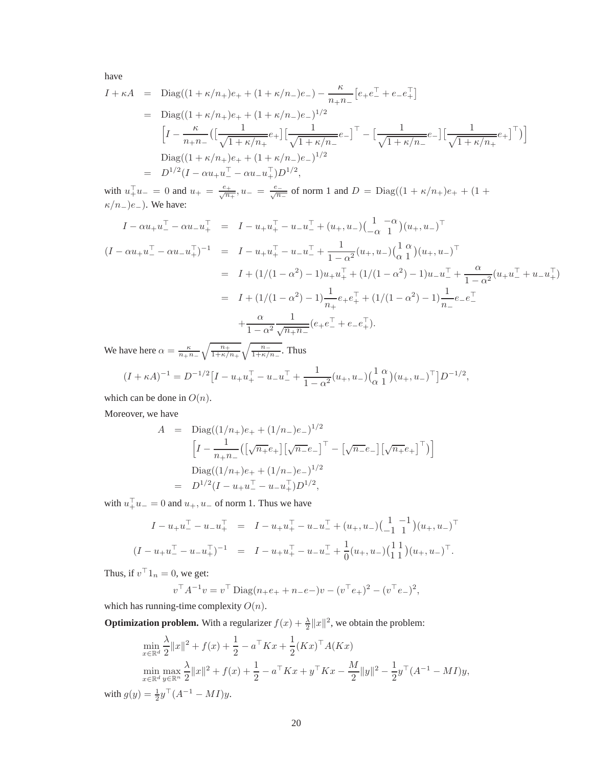have

$$
\begin{aligned}
I + \kappa A &= \operatorname{Diag}((1+\kappa/n_+)e_+ + (1+\kappa/n_-)e_-) - \frac{\kappa}{n_+ n_-}\big[e_+ e_-^\top + e_- e_+^\top\big] \\
&= \operatorname{Diag}((1+\kappa/n_+)e_+ + (1+\kappa/n_-)e_-)^{1/2} \\
&\quad \Big[I - \frac{\kappa}{n_+ n_-}\big(\big[\frac{1}{\sqrt{1+\kappa/n_+}}e_+\big]\big[\frac{1}{\sqrt{1+\kappa/n_-}}e_-\big]^\top - \big[\frac{1}{\sqrt{1+\kappa/n_-}}e_-\big]\big[\frac{1}{\sqrt{1+\kappa/n_+}}e_+\big]^\top\big)\Big] \\
&\quad \operatorname{Diag}((1+\kappa/n_+)e_+ + (1+\kappa/n_-)e_-)^{1/2} \\
&= D^{1/2}(I - \alpha u_+ u_-^\top - \alpha u_- u_+^\top) D^{1/2},
\end{aligned}
$$

with $u_+^\top u_- = 0$ and $u_+ = \frac{e_+}{\sqrt{n_+}}, u_- = \frac{e_-}{\sqrt{n_-}}$ of norm 1 and $D = \operatorname{Diag}((1+\kappa/n_+)e_+ + (1+\kappa/n_-)e_-)$. We have:

$$
\begin{aligned}
I - \alpha u_+ u_-^\top - \alpha u_- u_+^\top &= I - u_+ u_+^\top - u_- u_-^\top + (u_+, u_-)\begin{pmatrix} 1 & -\alpha \\ -\alpha & 1 \end{pmatrix}(u_+, u_-)^\top \\
(I - \alpha u_+ u_-^\top - \alpha u_- u_+^\top)^{-1} &= I - u_+ u_+^\top - u_- u_-^\top + \frac{1}{1-\alpha^2}(u_+, u_-)\begin{pmatrix} 1 & \alpha \\ \alpha & 1 \end{pmatrix}(u_+, u_-)^\top \\
&= I + (1/(1-\alpha^2) - 1)u_+ u_+^\top + (1/(1-\alpha^2) - 1)u_- u_-^\top + \frac{\alpha}{1-\alpha^2}(u_+ u_-^\top + u_- u_+^\top) \\
&= I + (1/(1-\alpha^2) - 1)\frac{1}{n_+} e_+ e_+^\top + (1/(1-\alpha^2) - 1)\frac{1}{n_-} e_- e_-^\top \\
&\quad + \frac{\alpha}{1-\alpha^2}\frac{1}{\sqrt{n_+ n_-}}(e_+ e_-^\top + e_- e_+^\top).
\end{aligned}
$$

We have here $\alpha = \frac{\kappa}{n_+ n_-}\sqrt{\frac{n_+}{1+\kappa/n_+}}\sqrt{\frac{n_-}{1+\kappa/n_-}}$. Thus

$$
(I + \kappa A)^{-1} = D^{-1/2}\big[I - u_+ u_+^\top - u_- u_-^\top + \frac{1}{1-\alpha^2}(u_+, u_-)\begin{pmatrix} 1 & \alpha \\ \alpha & 1 \end{pmatrix}(u_+, u_-)^\top\big] D^{-1/2},
$$

which can be done in $O(n)$.

Moreover, we have

$$
\begin{aligned}
A &= \operatorname{Diag}((1/n_+)e_+ + (1/n_-)e_-)^{1/2} \\
&\quad \Big[I - \frac{1}{n_+ n_-}\big(\big[\sqrt{n_+}e_+\big]\big[\sqrt{n_-}e_-\big]^\top - \big[\sqrt{n_-}e_-\big]\big[\sqrt{n_+}e_+\big]^\top\big)\Big] \\
&\quad \operatorname{Diag}((1/n_+)e_+ + (1/n_-)e_-)^{1/2} \\
&= D^{1/2}(I - u_+ u_-^\top - u_- u_+^\top) D^{1/2},
\end{aligned}
$$

with $u_+^\top u_- = 0$ and $u_+, u_-$ of norm 1. Thus we have

$$
\begin{aligned}
I - u_+ u_-^\top - u_- u_+^\top &= I - u_+ u_+^\top - u_- u_-^\top + (u_+, u_-)\begin{pmatrix} 1 & -1 \\ -1 & 1 \end{pmatrix}(u_+, u_-)^\top \\
(I - u_+ u_-^\top - u_- u_+^\top)^{-1} &= I - u_+ u_+^\top - u_- u_-^\top + \frac{1}{0}(u_+, u_-)\begin{pmatrix} 1 & 1 \\ 1 & 1 \end{pmatrix}(u_+, u_-)^\top.
\end{aligned}
$$

Thus, if $v^\top 1_n = 0$, we get:

$$
v^\top A^{-1} v = v^\top \operatorname{Diag}(n_+ e_+ + n_- e-)v - (v^\top e_+)^2 - (v^\top e_-)^2,
$$

which has running-time complexity $O(n)$.

**Optimization problem.** With a regularizer $f(x) + \frac{\lambda}{2}\|x\|^2$, we obtain the problem:

$$
\begin{aligned}
&\min_{x \in \mathbb{R}^d} \frac{\lambda}{2}\|x\|^2 + f(x) + \frac{1}{2} - a^\top Kx + \frac{1}{2}(Kx)^\top A(Kx) \\
&\min_{x \in \mathbb{R}^d}\max_{y \in \mathbb{R}^n} \frac{\lambda}{2}\|x\|^2 + f(x) + \frac{1}{2} - a^\top Kx + y^\top Kx - \frac{M}{2}\|y\|^2 - \frac{1}{2}y^\top(A^{-1} - MI)y,
\end{aligned}
$$

with $g(y) = \frac{1}{2}y^\top(A^{-1} - MI)y$.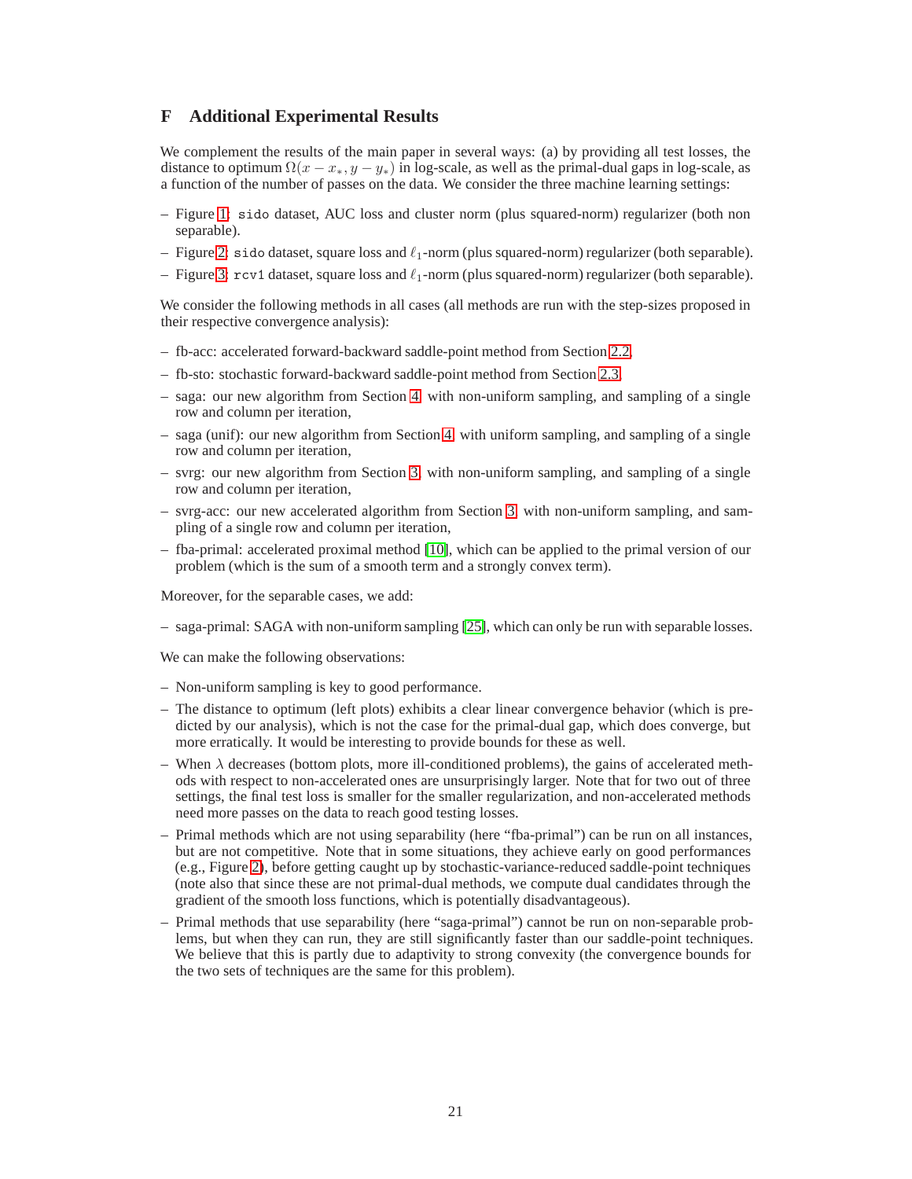# F Additional Experimental Results

We complement the results of the main paper in several ways: (a) by providing all test losses, the distance to optimum $\Omega(x - x_*, y - y_*)$ in log-scale, as well as the primal-dual gaps in log-scale, as a function of the number of passes on the data. We consider the three machine learning settings:

- Figure 1: `sido` dataset, AUC loss and cluster norm (plus squared-norm) regularizer (both non separable).
- Figure 2: `sido` dataset, square loss and $\ell_1$-norm (plus squared-norm) regularizer (both separable).
- Figure 3: `rcv1` dataset, square loss and $\ell_1$-norm (plus squared-norm) regularizer (both separable).

We consider the following methods in all cases (all methods are run with the step-sizes proposed in their respective convergence analysis):

- fb-acc: accelerated forward-backward saddle-point method from Section 2.2,
- fb-sto: stochastic forward-backward saddle-point method from Section 2.3,
- saga: our new algorithm from Section 4 with non-uniform sampling, and sampling of a single row and column per iteration,
- saga (unif): our new algorithm from Section 4 with uniform sampling, and sampling of a single row and column per iteration,
- svrg: our new algorithm from Section 3 with non-uniform sampling, and sampling of a single row and column per iteration,
- svrg-acc: our new accelerated algorithm from Section 3 with non-uniform sampling, and sampling of a single row and column per iteration,
- fba-primal: accelerated proximal method [10], which can be applied to the primal version of our problem (which is the sum of a smooth term and a strongly convex term).

Moreover, for the separable cases, we add:

- saga-primal: SAGA with non-uniform sampling [25], which can only be run with separable losses.

We can make the following observations:

- Non-uniform sampling is key to good performance.
- The distance to optimum (left plots) exhibits a clear linear convergence behavior (which is predicted by our analysis), which is not the case for the primal-dual gap, which does converge, but more erratically. It would be interesting to provide bounds for these as well.
- When $\lambda$ decreases (bottom plots, more ill-conditioned problems), the gains of accelerated methods with respect to non-accelerated ones are unsurprisingly larger. Note that for two out of three settings, the final test loss is smaller for the smaller regularization, and non-accelerated methods need more passes on the data to reach good testing losses.
- Primal methods which are not using separability (here "fba-primal") can be run on all instances, but are not competitive. Note that in some situations, they achieve early on good performances (e.g., Figure 2), before getting caught up by stochastic-variance-reduced saddle-point techniques (note also that since these are not primal-dual methods, we compute dual candidates through the gradient of the smooth loss functions, which is potentially disadvantageous).
- Primal methods that use separability (here "saga-primal") cannot be run on non-separable problems, but when they can run, they are still significantly faster than our saddle-point techniques. We believe that this is partly due to adaptivity to strong convexity (the convergence bounds for the two sets of techniques are the same for this problem).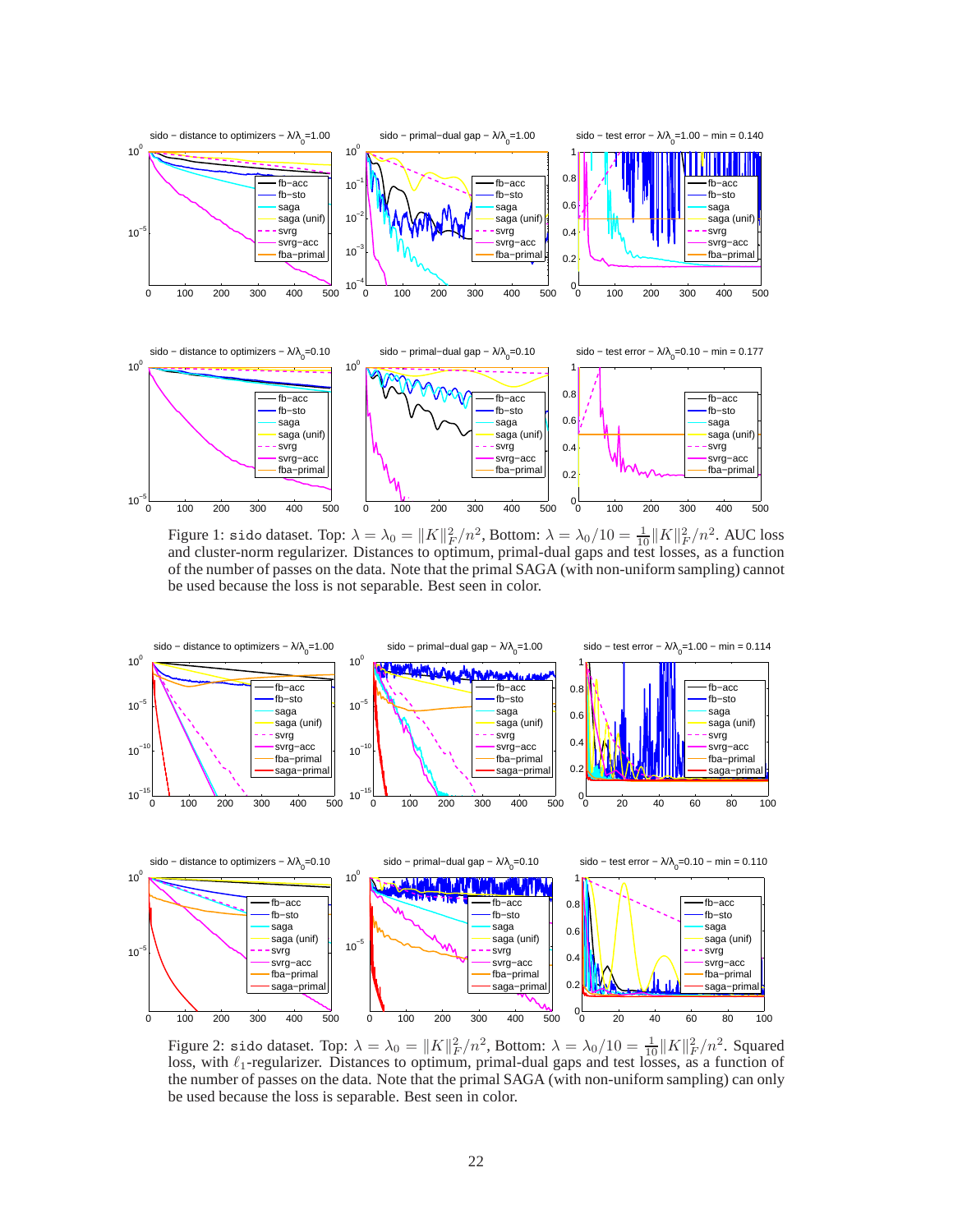Figure 1: sido dataset. Top: $\lambda = \lambda_0 = \|K\|_F^2/n^2$, Bottom: $\lambda = \lambda_0/10 = \frac{1}{10}\|K\|_F^2/n^2$. AUC loss and cluster-norm regularizer. Distances to optimum, primal-dual gaps and test losses, as a function of the number of passes on the data. Note that the primal SAGA (with non-uniform sampling) cannot be used because the loss is not separable. Best seen in color.

Figure 2: sido dataset. Top: $\lambda = \lambda_0 = \|K\|_F^2/n^2$, Bottom: $\lambda = \lambda_0/10 = \frac{1}{10}\|K\|_F^2/n^2$. Squared loss, with $\ell_1$-regularizer. Distances to optimum, primal-dual gaps and test losses, as a function of the number of passes on the data. Note that the primal SAGA (with non-uniform sampling) can only be used because the loss is separable. Best seen in color.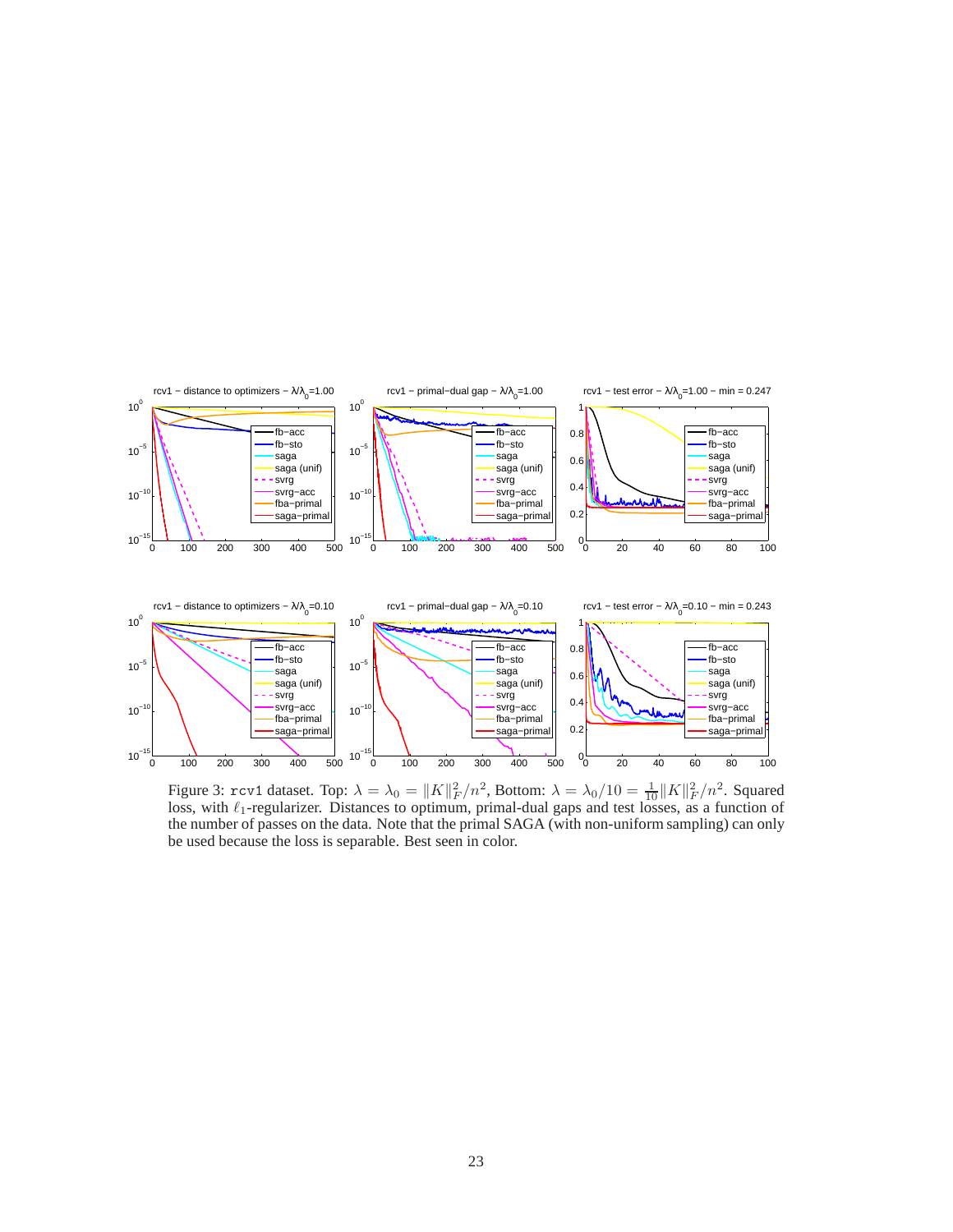rcv1 − distance to optimizers − λ/λ$_0$=1.00

rcv1 − primal−dual gap − λ/λ$_0$=1.00

rcv1 − test error − λ/λ$_0$=1.00 − min = 0.247

fb−acc
fb−sto
saga
saga (unif)
svrg
svrg−acc
fba−primal
saga−primal

rcv1 − distance to optimizers − λ/λ$_0$=0.10

rcv1 − primal−dual gap − λ/λ$_0$=0.10

rcv1 − test error − λ/λ$_0$=0.10 − min = 0.243

fb−acc
fb−sto
saga
saga (unif)
svrg
svrg−acc
fba−primal
saga−primal

Figure 3: rcv1 dataset. Top: $\lambda = \lambda_0 = \|K\|_F^2/n^2$, Bottom: $\lambda = \lambda_0/10 = \frac{1}{10}\|K\|_F^2/n^2$. Squared loss, with $\ell_1$-regularizer. Distances to optimum, primal-dual gaps and test losses, as a function of the number of passes on the data. Note that the primal SAGA (with non-uniform sampling) can only be used because the loss is separable. Best seen in color.